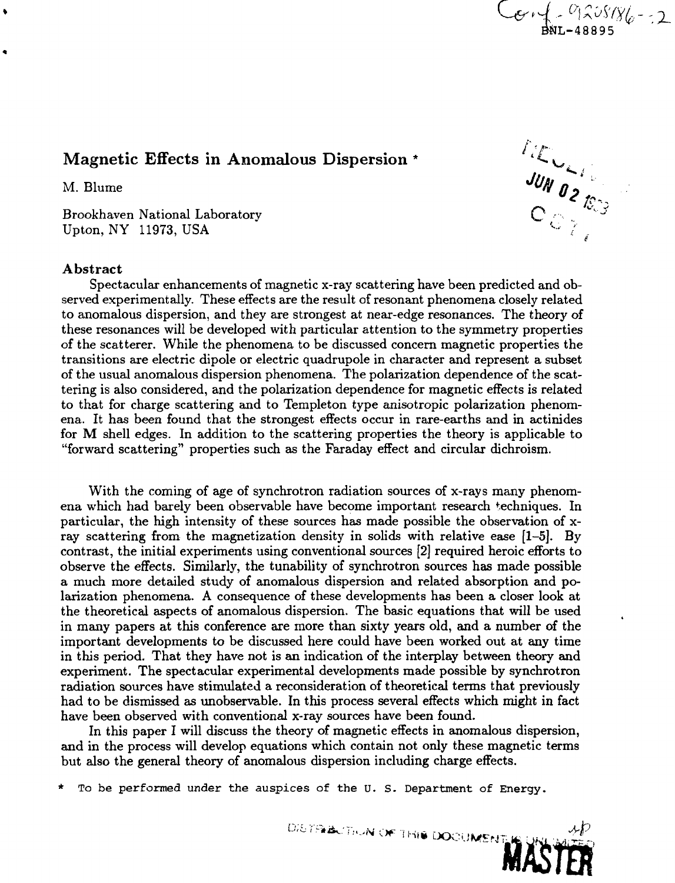Conf-920586--2
BNL-48895

# Magnetic Effects in Anomalous Dispersion *

M. Blume

Brookhaven National Laboratory
Upton, NY 11973, USA

### Abstract

Spectacular enhancements of magnetic x-ray scattering have been predicted and observed experimentally. These effects are the result of resonant phenomena closely related to anomalous dispersion, and they are strongest at near-edge resonances. The theory of these resonances will be developed with particular attention to the symmetry properties of the scatterer. While the phenomena to be discussed concern magnetic properties the transitions are electric dipole or electric quadrupole in character and represent a subset of the usual anomalous dispersion phenomena. The polarization dependence of the scattering is also considered, and the polarization dependence for magnetic effects is related to that for charge scattering and to Templeton type anisotropic polarization phenomena. It has been found that the strongest effects occur in rare-earths and in actinides for M shell edges. In addition to the scattering properties the theory is applicable to "forward scattering" properties such as the Faraday effect and circular dichroism.

With the coming of age of synchrotron radiation sources of x-rays many phenomena which had barely been observable have become important research techniques. In particular, the high intensity of these sources has made possible the observation of x-ray scattering from the magnetization density in solids with relative ease [1–5]. By contrast, the initial experiments using conventional sources [2] required heroic efforts to observe the effects. Similarly, the tunability of synchrotron sources has made possible a much more detailed study of anomalous dispersion and related absorption and polarization phenomena. A consequence of these developments has been a closer look at the theoretical aspects of anomalous dispersion. The basic equations that will be used in many papers at this conference are more than sixty years old, and a number of the important developments to be discussed here could have been worked out at any time in this period. That they have not is an indication of the interplay between theory and experiment. The spectacular experimental developments made possible by synchrotron radiation sources have stimulated a reconsideration of theoretical terms that previously had to be dismissed as unobservable. In this process several effects which might in fact have been observed with conventional x-ray sources have been found.

In this paper I will discuss the theory of magnetic effects in anomalous dispersion, and in the process will develop equations which contain not only these magnetic terms but also the general theory of anomalous dispersion including charge effects.

\* To be performed under the auspices of the U. S. Department of Energy.

DISTRIBUTION OF THIS DOCUMENT IS UNLIMITED

MASTER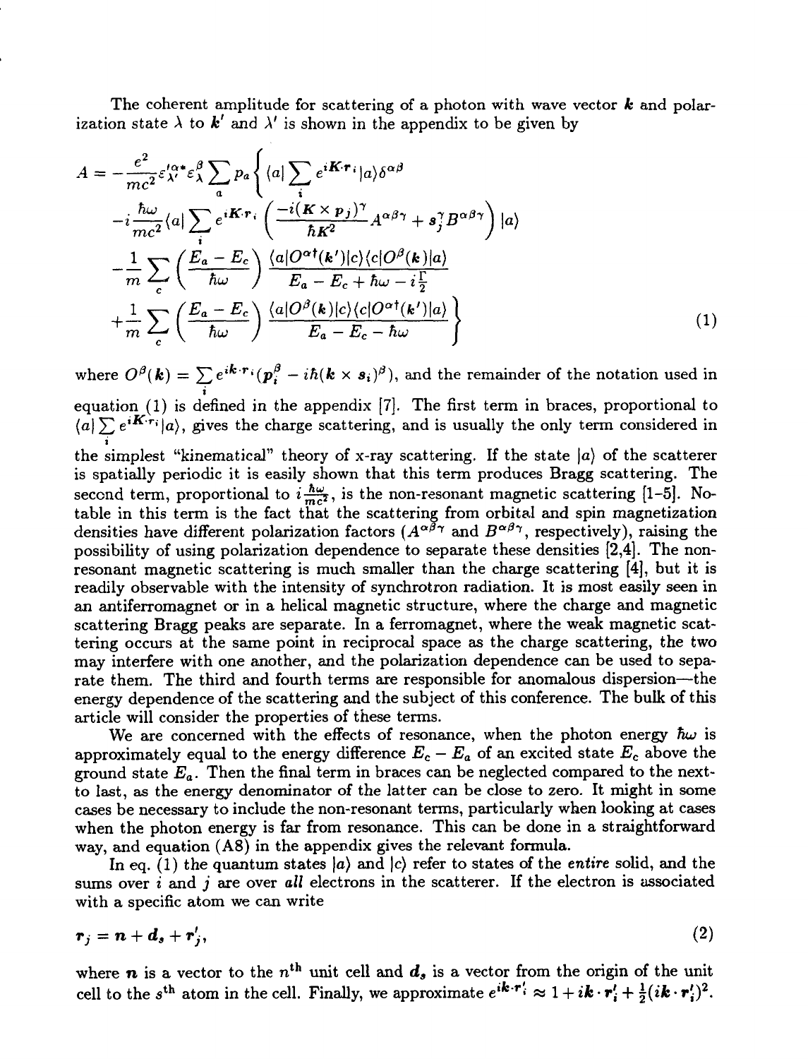The coherent amplitude for scattering of a photon with wave vector $\boldsymbol{k}$ and polarization state $\lambda$ to $\boldsymbol{k}'$ and $\lambda'$ is shown in the appendix to be given by

$$
\begin{aligned}
A = -\frac{e^2}{mc^2}\varepsilon_{\lambda'}^{\prime\alpha *}\varepsilon_{\lambda}^{\beta}\sum_a p_a \Bigg\{ & \langle a|\sum_i e^{i\boldsymbol{K}\cdot\boldsymbol{r}_i}|a\rangle \delta^{\alpha\beta} \\
& -i\frac{\hbar\omega}{mc^2}\langle a|\sum_i e^{i\boldsymbol{K}\cdot\boldsymbol{r}_i}\left(\frac{-i(\boldsymbol{K}\times\boldsymbol{p}_j)^\gamma}{\hbar K^2}A^{\alpha\beta\gamma} + \boldsymbol{s}_j^\gamma B^{\alpha\beta\gamma}\right)|a\rangle \\
& -\frac{1}{m}\sum_c \left(\frac{E_a - E_c}{\hbar\omega}\right)\frac{\langle a|O^{\alpha\dagger}(\boldsymbol{k}')|c\rangle\langle c|O^{\beta}(\boldsymbol{k})|a\rangle}{E_a - E_c + \hbar\omega - i\frac{\Gamma}{2}} \\
& +\frac{1}{m}\sum_c \left(\frac{E_a - E_c}{\hbar\omega}\right)\frac{\langle a|O^{\beta}(\boldsymbol{k})|c\rangle\langle c|O^{\alpha\dagger}(\boldsymbol{k}')|a\rangle}{E_a - E_c - \hbar\omega}\Bigg\}
\end{aligned}
\tag{1}
$$

where $O^\beta(\boldsymbol{k}) = \sum_i e^{i\boldsymbol{k}\cdot\boldsymbol{r}_i}(\boldsymbol{p}_i^\beta - i\hbar(\boldsymbol{k}\times\boldsymbol{s}_i)^\beta)$, and the remainder of the notation used in equation (1) is defined in the appendix [7]. The first term in braces, proportional to $\langle a|\sum_i e^{i\boldsymbol{K}\cdot\boldsymbol{r}_i}|a\rangle$, gives the charge scattering, and is usually the only term considered in the simplest "kinematical" theory of x-ray scattering. If the state $|a\rangle$ of the scatterer is spatially periodic it is easily shown that this term produces Bragg scattering. The second term, proportional to $i\frac{\hbar\omega}{mc^2}$, is the non-resonant magnetic scattering [1-5]. Notable in this term is the fact that the scattering from orbital and spin magnetization densities have different polarization factors ($A^{\alpha\beta\gamma}$ and $B^{\alpha\beta\gamma}$, respectively), raising the possibility of using polarization dependence to separate these densities [2,4]. The non-resonant magnetic scattering is much smaller than the charge scattering [4], but it is readily observable with the intensity of synchrotron radiation. It is most easily seen in an antiferromagnet or in a helical magnetic structure, where the charge and magnetic scattering Bragg peaks are separate. In a ferromagnet, where the weak magnetic scattering occurs at the same point in reciprocal space as the charge scattering, the two may interfere with one another, and the polarization dependence can be used to separate them. The third and fourth terms are responsible for anomalous dispersion—the energy dependence of the scattering and the subject of this conference. The bulk of this article will consider the properties of these terms.

We are concerned with the effects of resonance, when the photon energy $\hbar\omega$ is approximately equal to the energy difference $E_c - E_a$ of an excited state $E_c$ above the ground state $E_a$. Then the final term in braces can be neglected compared to the next-to last, as the energy denominator of the latter can be close to zero. It might in some cases be necessary to include the non-resonant terms, particularly when looking at cases when the photon energy is far from resonance. This can be done in a straightforward way, and equation (A8) in the appendix gives the relevant formula.

In eq. (1) the quantum states $|a\rangle$ and $|c\rangle$ refer to states of the *entire* solid, and the sums over $i$ and $j$ are over *all* electrons in the scatterer. If the electron is associated with a specific atom we can write

$$
\boldsymbol{r}_j = \boldsymbol{n} + \boldsymbol{d}_s + \boldsymbol{r}_j', \tag{2}
$$

where $\boldsymbol{n}$ is a vector to the $n^{\text{th}}$ unit cell and $\boldsymbol{d}_s$ is a vector from the origin of the unit cell to the $s^{\text{th}}$ atom in the cell. Finally, we approximate $e^{i\boldsymbol{k}\cdot\boldsymbol{r}_i'} \approx 1 + i\boldsymbol{k}\cdot\boldsymbol{r}_i' + \frac{1}{2}(i\boldsymbol{k}\cdot\boldsymbol{r}_i')^2$.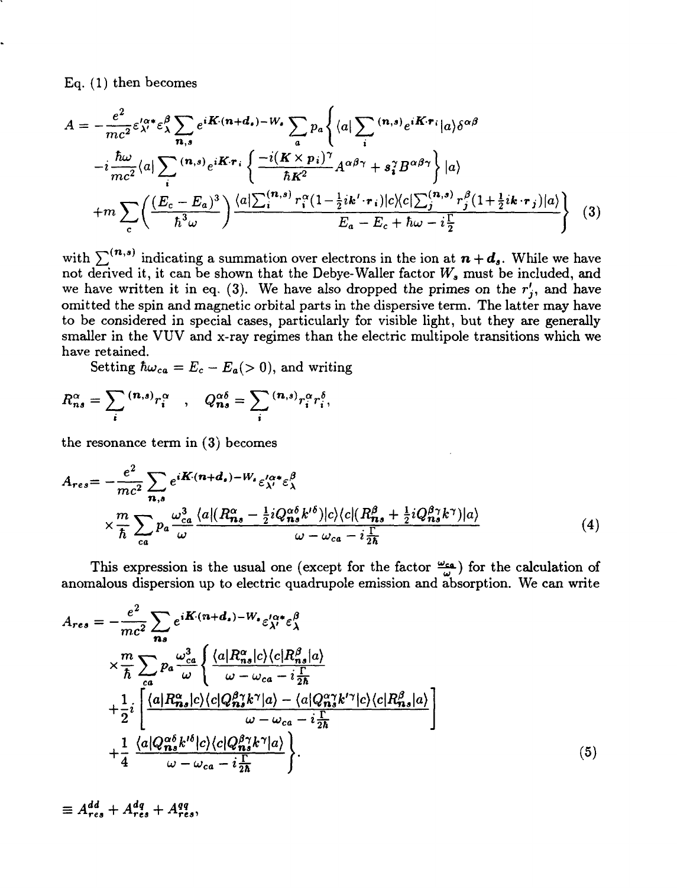Eq. (1) then becomes

$$
\begin{aligned}
A = -\frac{e^2}{mc^2}\varepsilon_{\lambda'}^{\prime\alpha *}\varepsilon_{\lambda}^{\beta}\sum_{\boldsymbol{n},s} e^{i\boldsymbol{K}\cdot(\boldsymbol{n}+\boldsymbol{d}_s)-W_s}\sum_a p_a \Bigg\{ & \langle a|\sum_i{}^{(\boldsymbol{n},s)} e^{i\boldsymbol{K}\cdot\boldsymbol{r}_i}|a\rangle\delta^{\alpha\beta} \\
& -i\frac{\hbar\omega}{mc^2}\langle a|\sum_i{}^{(\boldsymbol{n},s)} e^{i\boldsymbol{K}\cdot\boldsymbol{r}_i}\left\{\frac{-i(\boldsymbol{K}\times\boldsymbol{p}_i)^\gamma}{\hbar K^2}A^{\alpha\beta\gamma}+s_i^\gamma B^{\alpha\beta\gamma}\right\}|a\rangle \\
& +m\sum_c\left(\frac{(E_c-E_a)^3}{\hbar^3\omega}\right)\frac{\langle a|\sum_i^{(\boldsymbol{n},s)} r_i^\alpha(1-\frac{1}{2}i\boldsymbol{k}'\cdot\boldsymbol{r}_i)|c\rangle\langle c|\sum_j^{(\boldsymbol{n},s)} r_j^\beta(1+\frac{1}{2}i\boldsymbol{k}\cdot\boldsymbol{r}_j)|a\rangle}{E_a-E_c+\hbar\omega-i\frac{\Gamma}{2}}\Bigg\}
\end{aligned}
\tag{3}
$$

with $\sum^{(\boldsymbol{n},s)}$ indicating a summation over electrons in the ion at $\boldsymbol{n}+\boldsymbol{d}_s$. While we have not derived it, it can be shown that the Debye-Waller factor $W_s$ must be included, and we have written it in eq. (3). We have also dropped the primes on the $r_j'$, and have omitted the spin and magnetic orbital parts in the dispersive term. The latter may have to be considered in special cases, particularly for visible light, but they are generally smaller in the VUV and x-ray regimes than the electric multipole transitions which we have retained.

Setting $\hbar\omega_{ca} = E_c - E_a (> 0)$, and writing

$$
R_{\boldsymbol{n}s}^\alpha = \sum_i{}^{(\boldsymbol{n},s)} r_i^\alpha \quad , \quad Q_{\boldsymbol{n}s}^{\alpha\delta} = \sum_i{}^{(\boldsymbol{n},s)} r_i^\alpha r_i^\delta,
$$

the resonance term in (3) becomes

$$
\begin{aligned}
A_{res} = & -\frac{e^2}{mc^2}\sum_{\boldsymbol{n},s} e^{i\boldsymbol{K}\cdot(\boldsymbol{n}+\boldsymbol{d}_s)-W_s}\varepsilon_{\lambda'}^{\prime\alpha *}\varepsilon_\lambda^\beta \\
& \times\frac{m}{\hbar}\sum_{ca} p_a\frac{\omega_{ca}^3}{\omega}\frac{\langle a|(R_{\boldsymbol{n}s}^\alpha-\frac{1}{2}iQ_{\boldsymbol{n}s}^{\alpha\delta}k'^\delta)|c\rangle\langle c|(R_{\boldsymbol{n}s}^\beta+\frac{1}{2}iQ_{\boldsymbol{n}s}^{\beta\gamma}k^\gamma)|a\rangle}{\omega-\omega_{ca}-i\frac{\Gamma}{2\hbar}}
\end{aligned}
\tag{4}
$$

This expression is the usual one (except for the factor $\frac{\omega_{ca}}{\omega}$) for the calculation of anomalous dispersion up to electric quadrupole emission and absorption. We can write

$$
\begin{aligned}
A_{res} = & -\frac{e^2}{mc^2}\sum_{\boldsymbol{n}s} e^{i\boldsymbol{K}\cdot(\boldsymbol{n}+\boldsymbol{d}_s)-W_s}\varepsilon_{\lambda'}^{\prime\alpha *}\varepsilon_\lambda^\beta \\
& \times\frac{m}{\hbar}\sum_{ca} p_a\frac{\omega_{ca}^3}{\omega}\Bigg\{\frac{\langle a|R_{\boldsymbol{n}s}^\alpha|c\rangle\langle c|R_{\boldsymbol{n}s}^\beta|a\rangle}{\omega-\omega_{ca}-i\frac{\Gamma}{2\hbar}} \\
& +\frac{1}{2}i\left[\frac{\langle a|R_{\boldsymbol{n}s}^\alpha|c\rangle\langle c|Q_{\boldsymbol{n}s}^{\beta\gamma}k^\gamma|a\rangle-\langle a|Q_{\boldsymbol{n}s}^{\alpha\gamma}k'^\gamma|c\rangle\langle c|R_{\boldsymbol{n}s}^\beta|a\rangle}{\omega-\omega_{ca}-i\frac{\Gamma}{2\hbar}}\right] \\
& +\frac{1}{4}\frac{\langle a|Q_{\boldsymbol{n}s}^{\alpha\delta}k'^\delta|c\rangle\langle c|Q_{\boldsymbol{n}s}^{\beta\gamma}k^\gamma|a\rangle}{\omega-\omega_{ca}-i\frac{\Gamma}{2\hbar}}\Bigg\}.
\end{aligned}
\tag{5}
$$

$$
\equiv A_{res}^{dd} + A_{res}^{dq} + A_{res}^{qq},
$$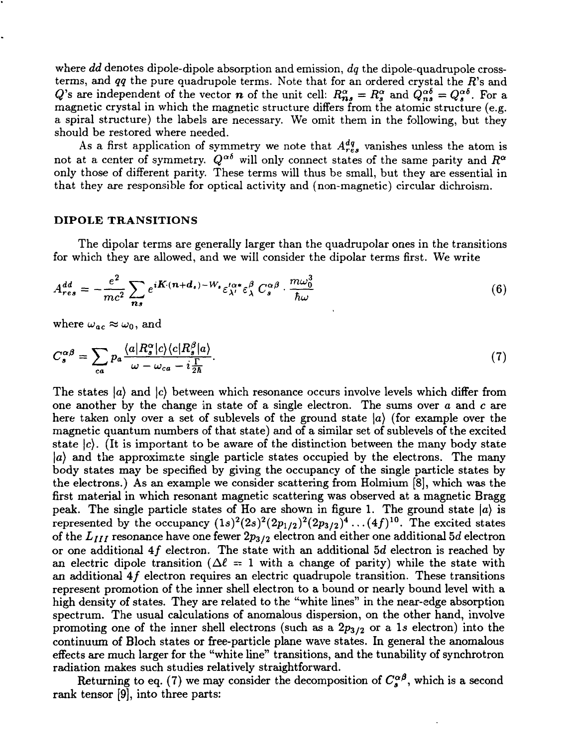where *dd* denotes dipole-dipole absorption and emission, *dq* the dipole-quadrupole cross-terms, and *qq* the pure quadrupole terms. Note that for an ordered crystal the $R$'s and $Q$'s are independent of the vector $\boldsymbol{n}$ of the unit cell: $R^{\alpha}_{ns} = R^{\alpha}_{s}$ and $Q^{\alpha\delta}_{ns} = Q^{\alpha\delta}_{s}$. For a magnetic crystal in which the magnetic structure differs from the atomic structure (e.g. a spiral structure) the labels are necessary. We omit them in the following, but they should be restored where needed.

As a first application of symmetry we note that $A^{dq}_{res}$ vanishes unless the atom is not at a center of symmetry. $Q^{\alpha\delta}$ will only connect states of the same parity and $R^{\alpha}$ only those of different parity. These terms will thus be small, but they are essential in that they are responsible for optical activity and (non-magnetic) circular dichroism.

## DIPOLE TRANSITIONS

The dipolar terms are generally larger than the quadrupolar ones in the transitions for which they are allowed, and we will consider the dipolar terms first. We write

$$A^{dd}_{res} = -\frac{e^2}{mc^2} \sum_{ns} e^{i\boldsymbol{K}\cdot(\boldsymbol{n}+\boldsymbol{d}_s) - W_s} \varepsilon'^{\alpha *}_{\lambda'} \varepsilon^{\beta}_{\lambda} C^{\alpha\beta}_{s} \cdot \frac{m\omega_0^3}{\hbar\omega} \tag{6}$$

where $\omega_{ac} \approx \omega_0$, and

$$C^{\alpha\beta}_{s} = \sum_{ca} p_a \frac{\langle a|R^{\alpha}_{s}|c\rangle\langle c|R^{\beta}_{s}|a\rangle}{\omega - \omega_{ca} - i\frac{\Gamma}{2\hbar}}. \tag{7}$$

The states $|a\rangle$ and $|c\rangle$ between which resonance occurs involve levels which differ from one another by the change in state of a single electron. The sums over $a$ and $c$ are here taken only over a set of sublevels of the ground state $|a\rangle$ (for example over the magnetic quantum numbers of that state) and of a similar set of sublevels of the excited state $|c\rangle$. (It is important to be aware of the distinction between the many body state $|a\rangle$ and the approximate single particle states occupied by the electrons. The many body states may be specified by giving the occupancy of the single particle states by the electrons.) As an example we consider scattering from Holmium [8], which was the first material in which resonant magnetic scattering was observed at a magnetic Bragg peak. The single particle states of Ho are shown in figure 1. The ground state $|a\rangle$ is represented by the occupancy $(1s)^2(2s)^2(2p_{1/2})^2(2p_{3/2})^4 \ldots (4f)^{10}$. The excited states of the $L_{III}$ resonance have one fewer $2p_{3/2}$ electron and either one additional $5d$ electron or one additional $4f$ electron. The state with an additional $5d$ electron is reached by an electric dipole transition ($\Delta\ell = 1$ with a change of parity) while the state with an additional $4f$ electron requires an electric quadrupole transition. These transitions represent promotion of the inner shell electron to a bound or nearly bound level with a high density of states. They are related to the "white lines" in the near-edge absorption spectrum. The usual calculations of anomalous dispersion, on the other hand, involve promoting one of the inner shell electrons (such as a $2p_{3/2}$ or a $1s$ electron) into the continuum of Bloch states or free-particle plane wave states. In general the anomalous effects are much larger for the "white line" transitions, and the tunability of synchrotron radiation makes such studies relatively straightforward.

Returning to eq. (7) we may consider the decomposition of $C^{\alpha\beta}_{s}$, which is a second rank tensor [9], into three parts: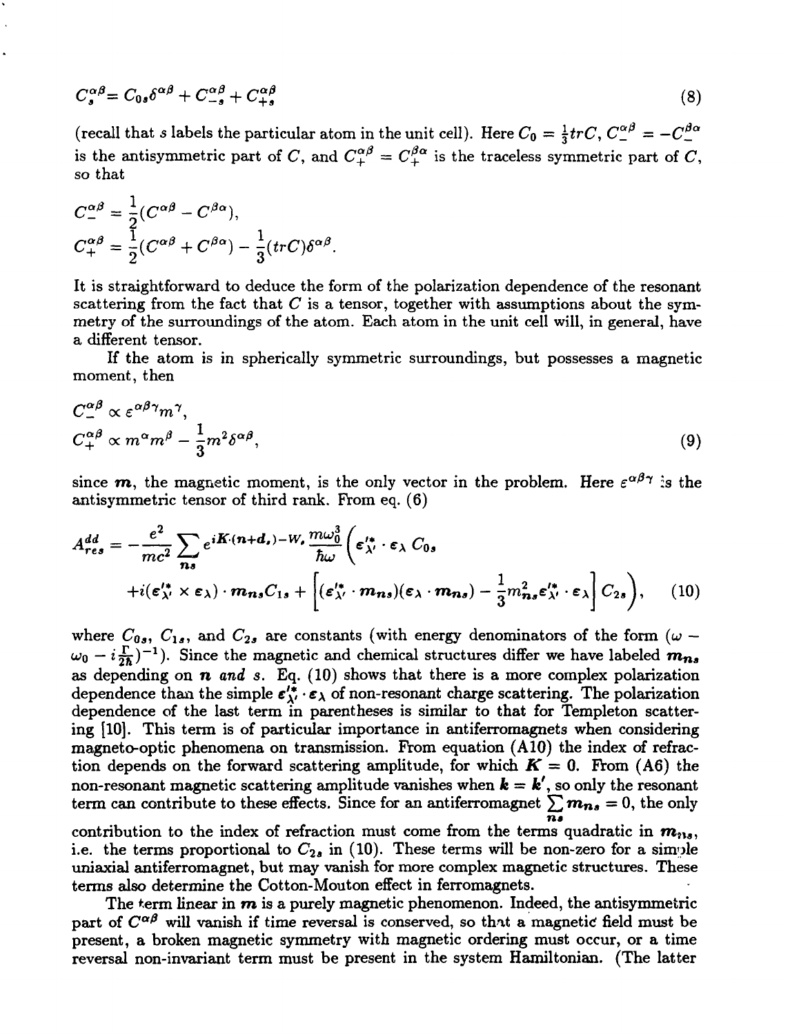$$C_s^{\alpha\beta} = C_{0s}\delta^{\alpha\beta} + C_{-s}^{\alpha\beta} + C_{+s}^{\alpha\beta} \tag{8}$$

(recall that $s$ labels the particular atom in the unit cell). Here $C_0 = \frac{1}{3}trC$, $C_-^{\alpha\beta} = -C_-^{\beta\alpha}$ is the antisymmetric part of $C$, and $C_+^{\alpha\beta} = C_+^{\beta\alpha}$ is the traceless symmetric part of $C$, so that

$$C_-^{\alpha\beta} = \frac{1}{2}(C^{\alpha\beta} - C^{\beta\alpha}),$$

$$C_+^{\alpha\beta} = \frac{1}{2}(C^{\alpha\beta} + C^{\beta\alpha}) - \frac{1}{3}(trC)\delta^{\alpha\beta}.$$

It is straightforward to deduce the form of the polarization dependence of the resonant scattering from the fact that $C$ is a tensor, together with assumptions about the symmetry of the surroundings of the atom. Each atom in the unit cell will, in general, have a different tensor.

If the atom is in spherically symmetric surroundings, but possesses a magnetic moment, then

$$C_-^{\alpha\beta} \propto \varepsilon^{\alpha\beta\gamma}m^\gamma,$$
$$C_+^{\alpha\beta} \propto m^\alpha m^\beta - \frac{1}{3}m^2\delta^{\alpha\beta}, \tag{9}$$

since $\boldsymbol{m}$, the magnetic moment, is the only vector in the problem. Here $\varepsilon^{\alpha\beta\gamma}$ is the antisymmetric tensor of third rank. From eq. (6)

$$A_{res}^{dd} = -\frac{e^2}{mc^2}\sum_{\boldsymbol{n}s} e^{i\boldsymbol{K}\cdot(\boldsymbol{n}+\boldsymbol{d}_s)-W_s}\frac{m\omega_0^3}{\hbar\omega}\Big(\boldsymbol{\varepsilon}_{\lambda'}^{\prime *}\cdot\boldsymbol{\varepsilon}_\lambda\, C_{0s}$$
$$+i(\boldsymbol{\varepsilon}_{\lambda'}^{\prime *}\times\boldsymbol{\varepsilon}_\lambda)\cdot\boldsymbol{m}_{\boldsymbol{n}s}C_{1s} + \Big[(\boldsymbol{\varepsilon}_{\lambda'}^{\prime *}\cdot\boldsymbol{m}_{\boldsymbol{n}s})(\boldsymbol{\varepsilon}_\lambda\cdot\boldsymbol{m}_{\boldsymbol{n}s}) - \frac{1}{3}m_{\boldsymbol{n}s}^2\boldsymbol{\varepsilon}_{\lambda'}^{\prime *}\cdot\boldsymbol{\varepsilon}_\lambda\Big]C_{2s}\Big), \tag{10}$$

where $C_{0s}$, $C_{1s}$, and $C_{2s}$ are constants (with energy denominators of the form $(\omega - \omega_0 - i\frac{\Gamma}{2\hbar})^{-1}$). Since the magnetic and chemical structures differ we have labeled $\boldsymbol{m}_{\boldsymbol{n}s}$ as depending on $\boldsymbol{n}$ *and* $s$. Eq. (10) shows that there is a more complex polarization dependence than the simple $\boldsymbol{\varepsilon}_{\lambda'}^{\prime *}\cdot\boldsymbol{\varepsilon}_\lambda$ of non-resonant charge scattering. The polarization dependence of the last term in parentheses is similar to that for Templeton scattering [10]. This term is of particular importance in antiferromagnets when considering magneto-optic phenomena on transmission. From equation (A10) the index of refraction depends on the forward scattering amplitude, for which $\boldsymbol{K} = 0$. From (A6) the non-resonant magnetic scattering amplitude vanishes when $\boldsymbol{k} = \boldsymbol{k}'$, so only the resonant term can contribute to these effects. Since for an antiferromagnet $\sum_{\boldsymbol{n}s}\boldsymbol{m}_{\boldsymbol{n}s} = 0$, the only contribution to the index of refraction must come from the terms quadratic in $\boldsymbol{m}_{\boldsymbol{n}s}$, i.e. the terms proportional to $C_{2s}$ in (10). These terms will be non-zero for a simple uniaxial antiferromagnet, but may vanish for more complex magnetic structures. These terms also determine the Cotton-Mouton effect in ferromagnets.

The term linear in $\boldsymbol{m}$ is a purely magnetic phenomenon. Indeed, the antisymmetric part of $C^{\alpha\beta}$ will vanish if time reversal is conserved, so that a magnetic field must be present, a broken magnetic symmetry with magnetic ordering must occur, or a time reversal non-invariant term must be present in the system Hamiltonian. (The latter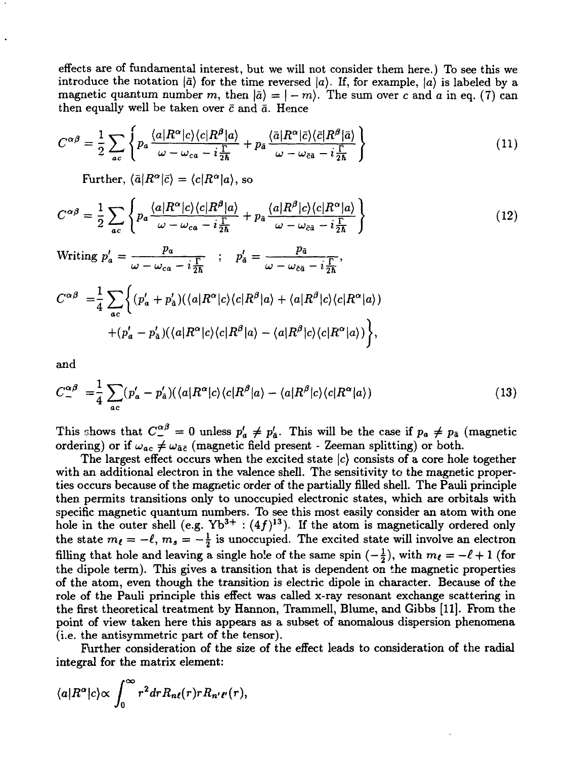effects are of fundamental interest, but we will not consider them here.) To see this we introduce the notation $|\bar{a}\rangle$ for the time reversed $|a\rangle$. If, for example, $|a\rangle$ is labeled by a magnetic quantum number $m$, then $|\bar{a}\rangle = |-m\rangle$. The sum over $c$ and $a$ in eq. (7) can then equally well be taken over $\bar{c}$ and $\bar{a}$. Hence

$$C^{\alpha\beta} = \frac{1}{2}\sum_{ac}\left\{p_a \frac{\langle a|R^\alpha|c\rangle\langle c|R^\beta|a\rangle}{\omega - \omega_{ca} - i\frac{\Gamma}{2\hbar}} + p_{\bar{a}}\frac{\langle \bar{a}|R^\alpha|\bar{c}\rangle\langle \bar{c}|R^\beta|\bar{a}\rangle}{\omega - \omega_{\bar{c}\bar{a}} - i\frac{\Gamma}{2\hbar}}\right\} \tag{11}$$

Further, $\langle \bar{a}|R^\alpha|\bar{c}\rangle = \langle c|R^\alpha|a\rangle$, so

$$C^{\alpha\beta} = \frac{1}{2}\sum_{ac}\left\{p_a \frac{\langle a|R^\alpha|c\rangle\langle c|R^\beta|a\rangle}{\omega - \omega_{ca} - i\frac{\Gamma}{2\hbar}} + p_{\bar{a}}\frac{\langle a|R^\beta|c\rangle\langle c|R^\alpha|a\rangle}{\omega - \omega_{\bar{c}\bar{a}} - i\frac{\Gamma}{2\hbar}}\right\} \tag{12}$$

Writing $p'_a = \dfrac{p_a}{\omega - \omega_{ca} - i\frac{\Gamma}{2\hbar}}$ ; $p'_{\bar{a}} = \dfrac{p_{\bar{a}}}{\omega - \omega_{\bar{c}\bar{a}} - i\frac{\Gamma}{2\hbar}}$,

$$\begin{aligned} C^{\alpha\beta} =& \frac{1}{4}\sum_{ac}\Big\{(p'_a + p'_{\bar{a}})(\langle a|R^\alpha|c\rangle\langle c|R^\beta|a\rangle + \langle a|R^\beta|c\rangle\langle c|R^\alpha|a\rangle) \\ &+ (p'_a - p'_{\bar{a}})(\langle a|R^\alpha|c\rangle\langle c|R^\beta|a\rangle - \langle a|R^\beta|c\rangle\langle c|R^\alpha|a\rangle)\Big\}, \end{aligned}$$

and

$$C_-^{\alpha\beta} = \frac{1}{4}\sum_{ac}(p'_a - p'_{\bar{a}})(\langle a|R^\alpha|c\rangle\langle c|R^\beta|a\rangle - \langle a|R^\beta|c\rangle\langle c|R^\alpha|a\rangle) \tag{13}$$

This shows that $C_-^{\alpha\beta} = 0$ unless $p'_a \neq p'_{\bar{a}}$. This will be the case if $p_a \neq p_{\bar{a}}$ (magnetic ordering) or if $\omega_{ac} \neq \omega_{\bar{a}\bar{c}}$ (magnetic field present - Zeeman splitting) or both.

The largest effect occurs when the excited state $|c\rangle$ consists of a core hole together with an additional electron in the valence shell. The sensitivity to the magnetic properties occurs because of the magnetic order of the partially filled shell. The Pauli principle then permits transitions only to unoccupied electronic states, which are orbitals with specific magnetic quantum numbers. To see this most easily consider an atom with one hole in the outer shell (e.g. $Yb^{3+}$ : $(4f)^{13}$). If the atom is magnetically ordered only the state $m_\ell = -\ell$, $m_s = -\frac{1}{2}$ is unoccupied. The excited state will involve an electron filling that hole and leaving a single hole of the same spin $(-\frac{1}{2})$, with $m_\ell = -\ell + 1$ (for the dipole term). This gives a transition that is dependent on the magnetic properties of the atom, even though the transition is electric dipole in character. Because of the role of the Pauli principle this effect was called x-ray resonant exchange scattering in the first theoretical treatment by Hannon, Trammell, Blume, and Gibbs [11]. From the point of view taken here this appears as a subset of anomalous dispersion phenomena (i.e. the antisymmetric part of the tensor).

Further consideration of the size of the effect leads to consideration of the radial integral for the matrix element:

$$\langle a|R^\alpha|c\rangle \propto \int_0^\infty r^2 dr R_{n\ell}(r) r R_{n'\ell'}(r),$$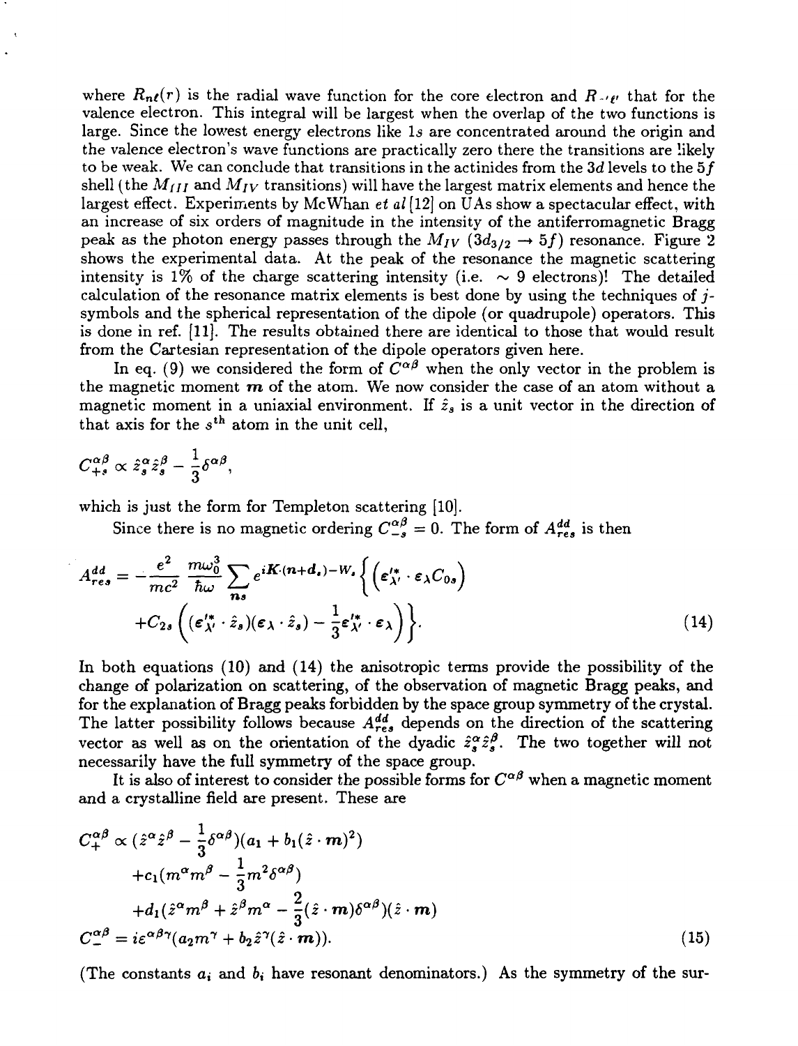where $R_{n\ell}(r)$ is the radial wave function for the core electron and $R_{n'\ell'}$ that for the valence electron. This integral will be largest when the overlap of the two functions is large. Since the lowest energy electrons like $1s$ are concentrated around the origin and the valence electron's wave functions are practically zero there the transitions are likely to be weak. We can conclude that transitions in the actinides from the $3d$ levels to the $5f$ shell (the $M_{III}$ and $M_{IV}$ transitions) will have the largest matrix elements and hence the largest effect. Experiments by McWhan *et al* [12] on UAs show a spectacular effect, with an increase of six orders of magnitude in the intensity of the antiferromagnetic Bragg peak as the photon energy passes through the $M_{IV}$ ($3d_{3/2} \rightarrow 5f$) resonance. Figure 2 shows the experimental data. At the peak of the resonance the magnetic scattering intensity is 1% of the charge scattering intensity (i.e. $\sim$ 9 electrons)! The detailed calculation of the resonance matrix elements is best done by using the techniques of $j$-symbols and the spherical representation of the dipole (or quadrupole) operators. This is done in ref. [11]. The results obtained there are identical to those that would result from the Cartesian representation of the dipole operators given here.

In eq. (9) we considered the form of $C^{\alpha\beta}$ when the only vector in the problem is the magnetic moment $\boldsymbol{m}$ of the atom. We now consider the case of an atom without a magnetic moment in a uniaxial environment. If $\hat{z}_s$ is a unit vector in the direction of that axis for the $s^{\text{th}}$ atom in the unit cell,

$$C_{+s}^{\alpha\beta} \propto \hat{z}_s^\alpha \hat{z}_s^\beta - \frac{1}{3}\delta^{\alpha\beta},$$

which is just the form for Templeton scattering [10].

Since there is no magnetic ordering $C_{-s}^{\alpha\beta} = 0$. The form of $A_{res}^{dd}$ is then

$$A_{res}^{dd} = -\frac{e^2}{mc^2}\frac{m\omega_0^3}{\hbar\omega}\sum_{ns} e^{i\boldsymbol{K}\cdot(\boldsymbol{n}+\boldsymbol{d}_s)-W_s}\Big\{\left(\boldsymbol{\varepsilon}_{\lambda'}^{\prime *}\cdot\boldsymbol{\varepsilon}_\lambda C_{0s}\right)$$
$$+C_{2s}\left((\boldsymbol{\varepsilon}_{\lambda'}^{\prime *}\cdot\hat{z}_s)(\boldsymbol{\varepsilon}_\lambda\cdot\hat{z}_s) - \frac{1}{3}\boldsymbol{\varepsilon}_{\lambda'}^{\prime *}\cdot\boldsymbol{\varepsilon}_\lambda\right)\Big\}. \tag{14}$$

In both equations (10) and (14) the anisotropic terms provide the possibility of the change of polarization on scattering, of the observation of magnetic Bragg peaks, and for the explanation of Bragg peaks forbidden by the space group symmetry of the crystal. The latter possibility follows because $A_{res}^{dd}$ depends on the direction of the scattering vector as well as on the orientation of the dyadic $\hat{z}_s^\alpha \hat{z}_s^\beta$. The two together will not necessarily have the full symmetry of the space group.

It is also of interest to consider the possible forms for $C^{\alpha\beta}$ when a magnetic moment and a crystalline field are present. These are

$$C_+^{\alpha\beta} \propto (\hat{z}^\alpha\hat{z}^\beta - \frac{1}{3}\delta^{\alpha\beta})(a_1 + b_1(\hat{z}\cdot\boldsymbol{m})^2)$$
$$+c_1(m^\alpha m^\beta - \frac{1}{3}m^2\delta^{\alpha\beta})$$
$$+d_1(\hat{z}^\alpha m^\beta + \hat{z}^\beta m^\alpha - \frac{2}{3}(\hat{z}\cdot\boldsymbol{m})\delta^{\alpha\beta})(\hat{z}\cdot\boldsymbol{m})$$
$$C_-^{\alpha\beta} = i\varepsilon^{\alpha\beta\gamma}(a_2 m^\gamma + b_2\hat{z}^\gamma(\hat{z}\cdot\boldsymbol{m})). \tag{15}$$

(The constants $a_i$ and $b_i$ have resonant denominators.) As the symmetry of the sur-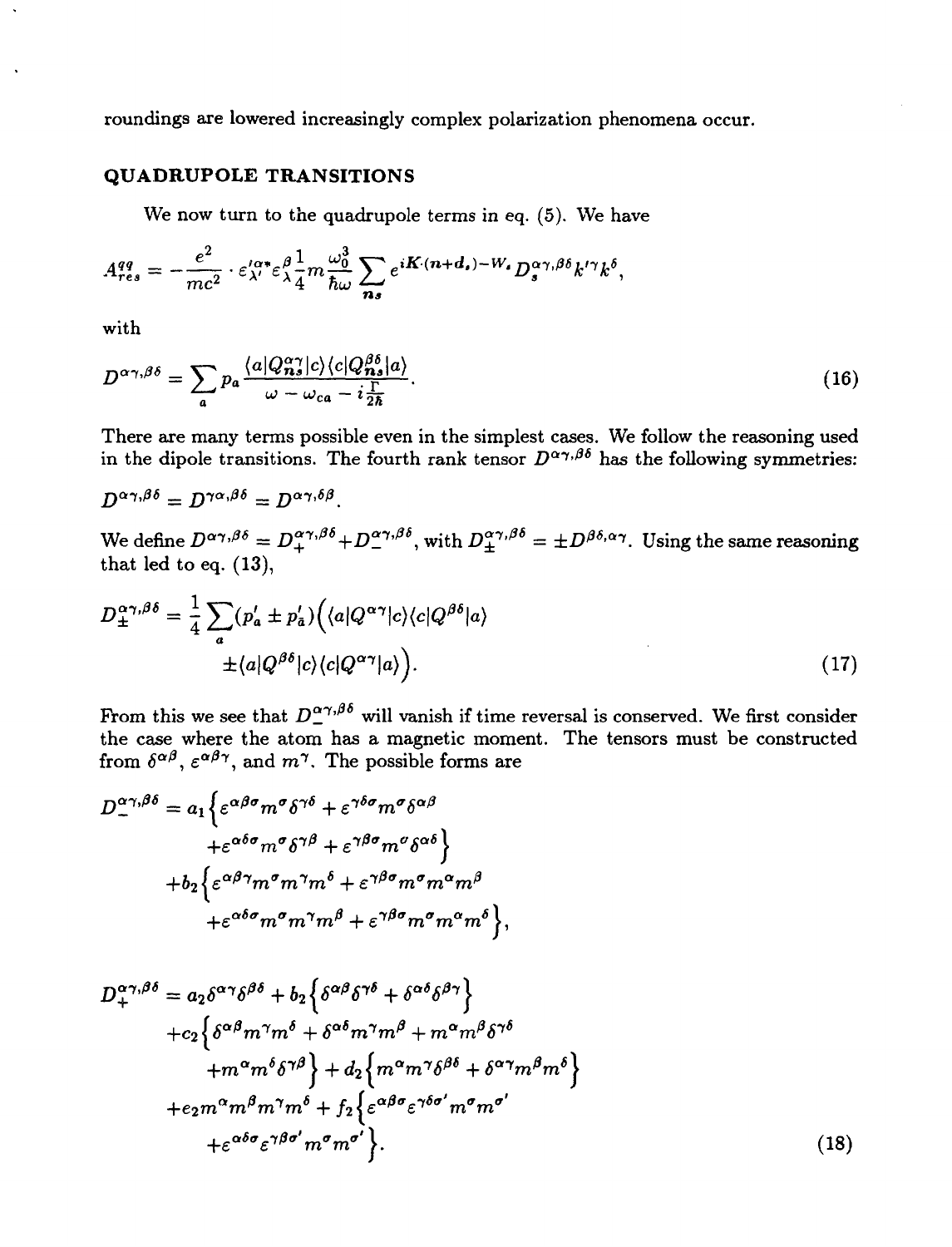roundings are lowered increasingly complex polarization phenomena occur.

## QUADRUPOLE TRANSITIONS

We now turn to the quadrupole terms in eq. (5). We have

$$A_{res}^{qq} = -\frac{e^2}{mc^2} \cdot \varepsilon_{\lambda'}^{\prime\alpha *} \varepsilon_{\lambda}^{\beta} \frac{1}{4} m \frac{\omega_0^3}{\hbar\omega} \sum_{ns} e^{i\boldsymbol{K}\cdot(\boldsymbol{n}+\boldsymbol{d}_s) - W_s} D_s^{\alpha\gamma,\beta\delta} k'^{\gamma} k^{\delta},$$

with

$$D^{\alpha\gamma,\beta\delta} = \sum_a p_a \frac{\langle a|Q_{ns}^{\alpha\gamma}|c\rangle\langle c|Q_{ns}^{\beta\delta}|a\rangle}{\omega - \omega_{ca} - i\frac{\Gamma}{2\hbar}}. \tag{16}$$

There are many terms possible even in the simplest cases. We follow the reasoning used in the dipole transitions. The fourth rank tensor $D^{\alpha\gamma,\beta\delta}$ has the following symmetries:

$$D^{\alpha\gamma,\beta\delta} = D^{\gamma\alpha,\beta\delta} = D^{\alpha\gamma,\delta\beta}.$$

We define $D^{\alpha\gamma,\beta\delta} = D_+^{\alpha\gamma,\beta\delta} + D_-^{\alpha\gamma,\beta\delta}$, with $D_\pm^{\alpha\gamma,\beta\delta} = \pm D^{\beta\delta,\alpha\gamma}$. Using the same reasoning that led to eq. (13),

$$D_\pm^{\alpha\gamma,\beta\delta} = \frac{1}{4}\sum_a (p'_a \pm p'_{\bar{a}})\Big(\langle a|Q^{\alpha\gamma}|c\rangle\langle c|Q^{\beta\delta}|a\rangle \pm \langle a|Q^{\beta\delta}|c\rangle\langle c|Q^{\alpha\gamma}|a\rangle\Big). \tag{17}$$

From this we see that $D_-^{\alpha\gamma,\beta\delta}$ will vanish if time reversal is conserved. We first consider the case where the atom has a magnetic moment. The tensors must be constructed from $\delta^{\alpha\beta}$, $\varepsilon^{\alpha\beta\gamma}$, and $m^{\gamma}$. The possible forms are

$$\begin{aligned}
D_-^{\alpha\gamma,\beta\delta} = {} & a_1\Big\{\varepsilon^{\alpha\beta\sigma}m^{\sigma}\delta^{\gamma\delta} + \varepsilon^{\gamma\delta\sigma}m^{\sigma}\delta^{\alpha\beta} \\
& + \varepsilon^{\alpha\delta\sigma}m^{\sigma}\delta^{\gamma\beta} + \varepsilon^{\gamma\beta\sigma}m^{\sigma}\delta^{\alpha\delta}\Big\} \\
& + b_2\Big\{\varepsilon^{\alpha\beta\gamma}m^{\sigma}m^{\gamma}m^{\delta} + \varepsilon^{\gamma\beta\sigma}m^{\sigma}m^{\alpha}m^{\beta} \\
& + \varepsilon^{\alpha\delta\sigma}m^{\sigma}m^{\gamma}m^{\beta} + \varepsilon^{\gamma\beta\sigma}m^{\sigma}m^{\alpha}m^{\delta}\Big\},
\end{aligned}$$

$$\begin{aligned}
D_+^{\alpha\gamma,\beta\delta} = {} & a_2\delta^{\alpha\gamma}\delta^{\beta\delta} + b_2\Big\{\delta^{\alpha\beta}\delta^{\gamma\delta} + \delta^{\alpha\delta}\delta^{\beta\gamma}\Big\} \\
& + c_2\Big\{\delta^{\alpha\beta}m^{\gamma}m^{\delta} + \delta^{\alpha\delta}m^{\gamma}m^{\beta} + m^{\alpha}m^{\beta}\delta^{\gamma\delta} \\
& + m^{\alpha}m^{\delta}\delta^{\gamma\beta}\Big\} + d_2\Big\{m^{\alpha}m^{\gamma}\delta^{\beta\delta} + \delta^{\alpha\gamma}m^{\beta}m^{\delta}\Big\} \\
& + e_2 m^{\alpha}m^{\beta}m^{\gamma}m^{\delta} + f_2\Big\{\varepsilon^{\alpha\beta\sigma}\varepsilon^{\gamma\delta\sigma'}m^{\sigma}m^{\sigma'} \\
& + \varepsilon^{\alpha\delta\sigma}\varepsilon^{\gamma\beta\sigma'}m^{\sigma}m^{\sigma'}\Big\}.
\end{aligned} \tag{18}$$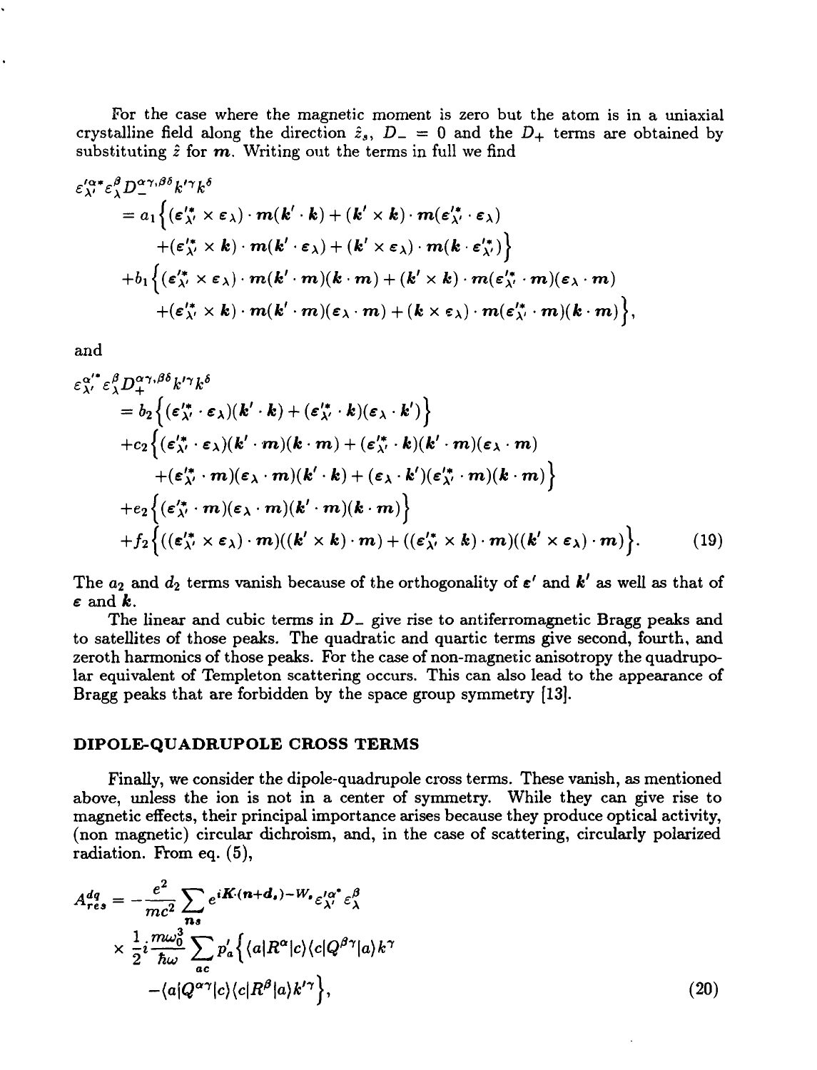For the case where the magnetic moment is zero but the atom is in a uniaxial crystalline field along the direction $\hat{z}_s$, $D_- = 0$ and the $D_+$ terms are obtained by substituting $\hat{z}$ for $\boldsymbol{m}$. Writing out the terms in full we find

$$
\begin{aligned}
\varepsilon'^{\alpha *}_{\lambda'} \varepsilon^{\beta}_{\lambda} D_-^{\alpha\gamma,\beta\delta} k'^{\gamma} k^{\delta}
&= a_1 \Big\{ (\boldsymbol{\varepsilon}'^{*}_{\lambda'} \times \boldsymbol{\varepsilon}_{\lambda}) \cdot \boldsymbol{m} (\boldsymbol{k}' \cdot \boldsymbol{k}) + (\boldsymbol{k}' \times \boldsymbol{k}) \cdot \boldsymbol{m} (\boldsymbol{\varepsilon}'^{*}_{\lambda'} \cdot \boldsymbol{\varepsilon}_{\lambda}) \\
&\quad + (\boldsymbol{\varepsilon}'^{*}_{\lambda'} \times \boldsymbol{k}) \cdot \boldsymbol{m} (\boldsymbol{k}' \cdot \boldsymbol{\varepsilon}_{\lambda}) + (\boldsymbol{k}' \times \boldsymbol{\varepsilon}_{\lambda}) \cdot \boldsymbol{m} (\boldsymbol{k} \cdot \boldsymbol{\varepsilon}'^{*}_{\lambda'}) \Big\} \\
&+ b_1 \Big\{ (\boldsymbol{\varepsilon}'^{*}_{\lambda'} \times \boldsymbol{\varepsilon}_{\lambda}) \cdot \boldsymbol{m} (\boldsymbol{k}' \cdot \boldsymbol{m})(\boldsymbol{k} \cdot \boldsymbol{m}) + (\boldsymbol{k}' \times \boldsymbol{k}) \cdot \boldsymbol{m} (\boldsymbol{\varepsilon}'^{*}_{\lambda'} \cdot \boldsymbol{m})(\boldsymbol{\varepsilon}_{\lambda} \cdot \boldsymbol{m}) \\
&\quad + (\boldsymbol{\varepsilon}'^{*}_{\lambda'} \times \boldsymbol{k}) \cdot \boldsymbol{m} (\boldsymbol{k}' \cdot \boldsymbol{m})(\boldsymbol{\varepsilon}_{\lambda} \cdot \boldsymbol{m}) + (\boldsymbol{k} \times \boldsymbol{\varepsilon}_{\lambda}) \cdot \boldsymbol{m} (\boldsymbol{\varepsilon}'^{*}_{\lambda'} \cdot \boldsymbol{m})(\boldsymbol{k} \cdot \boldsymbol{m}) \Big\},
\end{aligned}
$$

and

$$
\begin{aligned}
\varepsilon'^{\alpha *}_{\lambda'} \varepsilon^{\beta}_{\lambda} D_+^{\alpha\gamma,\beta\delta} k'^{\gamma} k^{\delta}
&= b_2 \Big\{ (\boldsymbol{\varepsilon}'^{*}_{\lambda'} \cdot \boldsymbol{\varepsilon}_{\lambda})(\boldsymbol{k}' \cdot \boldsymbol{k}) + (\boldsymbol{\varepsilon}'^{*}_{\lambda'} \cdot \boldsymbol{k})(\boldsymbol{\varepsilon}_{\lambda} \cdot \boldsymbol{k}') \Big\} \\
&+ c_2 \Big\{ (\boldsymbol{\varepsilon}'^{*}_{\lambda'} \cdot \boldsymbol{\varepsilon}_{\lambda})(\boldsymbol{k}' \cdot \boldsymbol{m})(\boldsymbol{k} \cdot \boldsymbol{m}) + (\boldsymbol{\varepsilon}'^{*}_{\lambda'} \cdot \boldsymbol{k})(\boldsymbol{k}' \cdot \boldsymbol{m})(\boldsymbol{\varepsilon}_{\lambda} \cdot \boldsymbol{m}) \\
&\quad + (\boldsymbol{\varepsilon}'^{*}_{\lambda'} \cdot \boldsymbol{m})(\boldsymbol{\varepsilon}_{\lambda} \cdot \boldsymbol{m})(\boldsymbol{k}' \cdot \boldsymbol{k}) + (\boldsymbol{\varepsilon}_{\lambda} \cdot \boldsymbol{k}')(\boldsymbol{\varepsilon}'^{*}_{\lambda'} \cdot \boldsymbol{m})(\boldsymbol{k} \cdot \boldsymbol{m}) \Big\} \\
&+ e_2 \Big\{ (\boldsymbol{\varepsilon}'^{*}_{\lambda'} \cdot \boldsymbol{m})(\boldsymbol{\varepsilon}_{\lambda} \cdot \boldsymbol{m})(\boldsymbol{k}' \cdot \boldsymbol{m})(\boldsymbol{k} \cdot \boldsymbol{m}) \Big\} \\
&+ f_2 \Big\{ ((\boldsymbol{\varepsilon}'^{*}_{\lambda'} \times \boldsymbol{\varepsilon}_{\lambda}) \cdot \boldsymbol{m})((\boldsymbol{k}' \times \boldsymbol{k}) \cdot \boldsymbol{m}) + ((\boldsymbol{\varepsilon}'^{*}_{\lambda'} \times \boldsymbol{k}) \cdot \boldsymbol{m})((\boldsymbol{k}' \times \boldsymbol{\varepsilon}_{\lambda}) \cdot \boldsymbol{m}) \Big\}. \qquad (19)
\end{aligned}
$$

The $a_2$ and $d_2$ terms vanish because of the orthogonality of $\boldsymbol{\varepsilon}'$ and $\boldsymbol{k}'$ as well as that of $\boldsymbol{\varepsilon}$ and $\boldsymbol{k}$.

The linear and cubic terms in $D_-$ give rise to antiferromagnetic Bragg peaks and to satellites of those peaks. The quadratic and quartic terms give second, fourth, and zeroth harmonics of those peaks. For the case of non-magnetic anisotropy the quadrupolar equivalent of Templeton scattering occurs. This can also lead to the appearance of Bragg peaks that are forbidden by the space group symmetry [13].

## DIPOLE-QUADRUPOLE CROSS TERMS

Finally, we consider the dipole-quadrupole cross terms. These vanish, as mentioned above, unless the ion is not in a center of symmetry. While they can give rise to magnetic effects, their principal importance arises because they produce optical activity, (non magnetic) circular dichroism, and, in the case of scattering, circularly polarized radiation. From eq. (5),

$$
\begin{aligned}
A^{dq}_{res} = -\frac{e^2}{mc^2} \sum_{ns} e^{i\boldsymbol{K}\cdot(\boldsymbol{n}+\boldsymbol{d}_s) - W_s} \varepsilon'^{\alpha *}_{\lambda'} \varepsilon^{\beta}_{\lambda} \\
\times \frac{1}{2} i \frac{m\omega_0^3}{\hbar\omega} \sum_{ac}' p_a \Big\{ \langle a|R^{\alpha}|c\rangle \langle c|Q^{\beta\gamma}|a\rangle k^{\gamma} \\
- \langle a|Q^{\alpha\gamma}|c\rangle \langle c|R^{\beta}|a\rangle k'^{\gamma} \Big\}, \qquad (20)
\end{aligned}
$$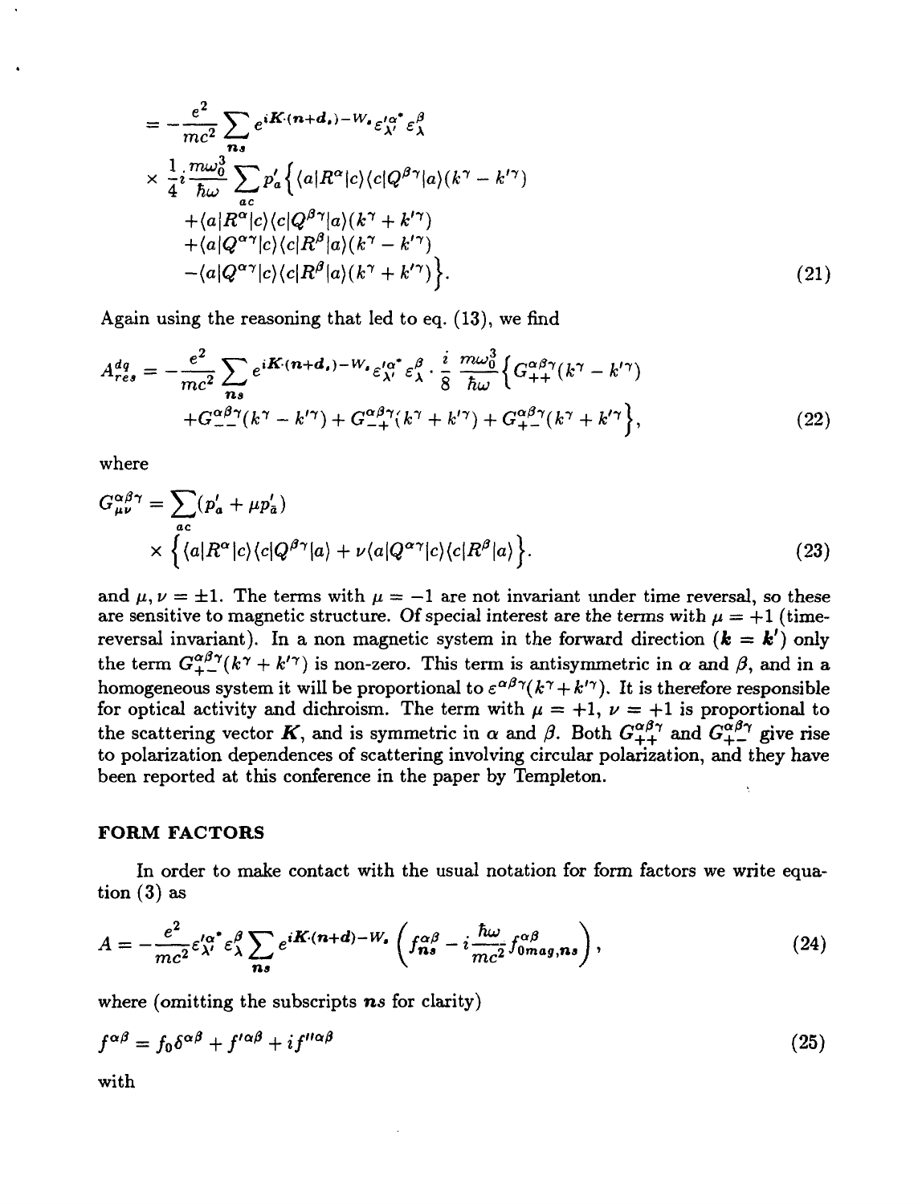$$= -\frac{e^2}{mc^2} \sum_{ns} e^{iK\cdot(n+d_s)-W_s} \varepsilon'^{\alpha *}_{\lambda'} \varepsilon^{\beta}_{\lambda}$$

$$\times \frac{1}{4} i \frac{m\omega_0^3}{\hbar\omega} \sum_{ac} p'_a \Big\{ \langle a|R^\alpha|c\rangle\langle c|Q^{\beta\gamma}|a\rangle(k^\gamma - k'^\gamma)$$
$$+\langle a|R^\alpha|c\rangle\langle c|Q^{\beta\gamma}|a\rangle(k^\gamma + k'^\gamma)$$
$$+\langle a|Q^{\alpha\gamma}|c\rangle\langle c|R^\beta|a\rangle(k^\gamma - k'^\gamma)$$
$$-\langle a|Q^{\alpha\gamma}|c\rangle\langle c|R^\beta|a\rangle(k^\gamma + k'^\gamma)\Big\}. \tag{21}$$

Again using the reasoning that led to eq. (13), we find

$$A^{dq}_{res} = -\frac{e^2}{mc^2} \sum_{ns} e^{iK\cdot(n+d_s)-W_s} \varepsilon'^{\alpha *}_{\lambda'} \varepsilon^{\beta}_{\lambda} \cdot \frac{i}{8} \frac{m\omega_0^3}{\hbar\omega} \Big\{ G^{\alpha\beta\gamma}_{++}(k^\gamma - k'^\gamma)$$
$$+G^{\alpha\beta\gamma}_{--}(k^\gamma - k'^\gamma) + G^{\alpha\beta\gamma}_{-+}(k^\gamma + k'^\gamma) + G^{\alpha\beta\gamma}_{+-}(k^\gamma + k'^\gamma\Big\}, \tag{22}$$

where

$$G^{\alpha\beta\gamma}_{\mu\nu} = \sum_{ac}(p'_a + \mu p'_{\bar{a}})$$
$$\times \Big\{ \langle a|R^\alpha|c\rangle\langle c|Q^{\beta\gamma}|a\rangle + \nu\langle a|Q^{\alpha\gamma}|c\rangle\langle c|R^\beta|a\rangle \Big\}. \tag{23}$$

and $\mu, \nu = \pm 1$. The terms with $\mu = -1$ are not invariant under time reversal, so these are sensitive to magnetic structure. Of special interest are the terms with $\mu = +1$ (time-reversal invariant). In a non magnetic system in the forward direction ($\boldsymbol{k} = \boldsymbol{k}'$) only the term $G^{\alpha\beta\gamma}_{+-}(k^\gamma + k'^\gamma)$ is non-zero. This term is antisymmetric in $\alpha$ and $\beta$, and in a homogeneous system it will be proportional to $\varepsilon^{\alpha\beta\gamma}(k^\gamma + k'^\gamma)$. It is therefore responsible for optical activity and dichroism. The term with $\mu = +1$, $\nu = +1$ is proportional to the scattering vector $\boldsymbol{K}$, and is symmetric in $\alpha$ and $\beta$. Both $G^{\alpha\beta\gamma}_{++}$ and $G^{\alpha\beta\gamma}_{+-}$ give rise to polarization dependences of scattering involving circular polarization, and they have been reported at this conference in the paper by Templeton.

## FORM FACTORS

In order to make contact with the usual notation for form factors we write equation (3) as

$$A = -\frac{e^2}{mc^2} \varepsilon'^{\alpha *}_{\lambda'} \varepsilon^{\beta}_{\lambda} \sum_{ns} e^{iK\cdot(n+d)-W_s} \left( f^{\alpha\beta}_{ns} - i\frac{\hbar\omega}{mc^2} f^{\alpha\beta}_{0mag,ns} \right), \tag{24}$$

where (omitting the subscripts $\boldsymbol{ns}$ for clarity)

$$f^{\alpha\beta} = f_0\delta^{\alpha\beta} + f'^{\alpha\beta} + if''^{\alpha\beta} \tag{25}$$

with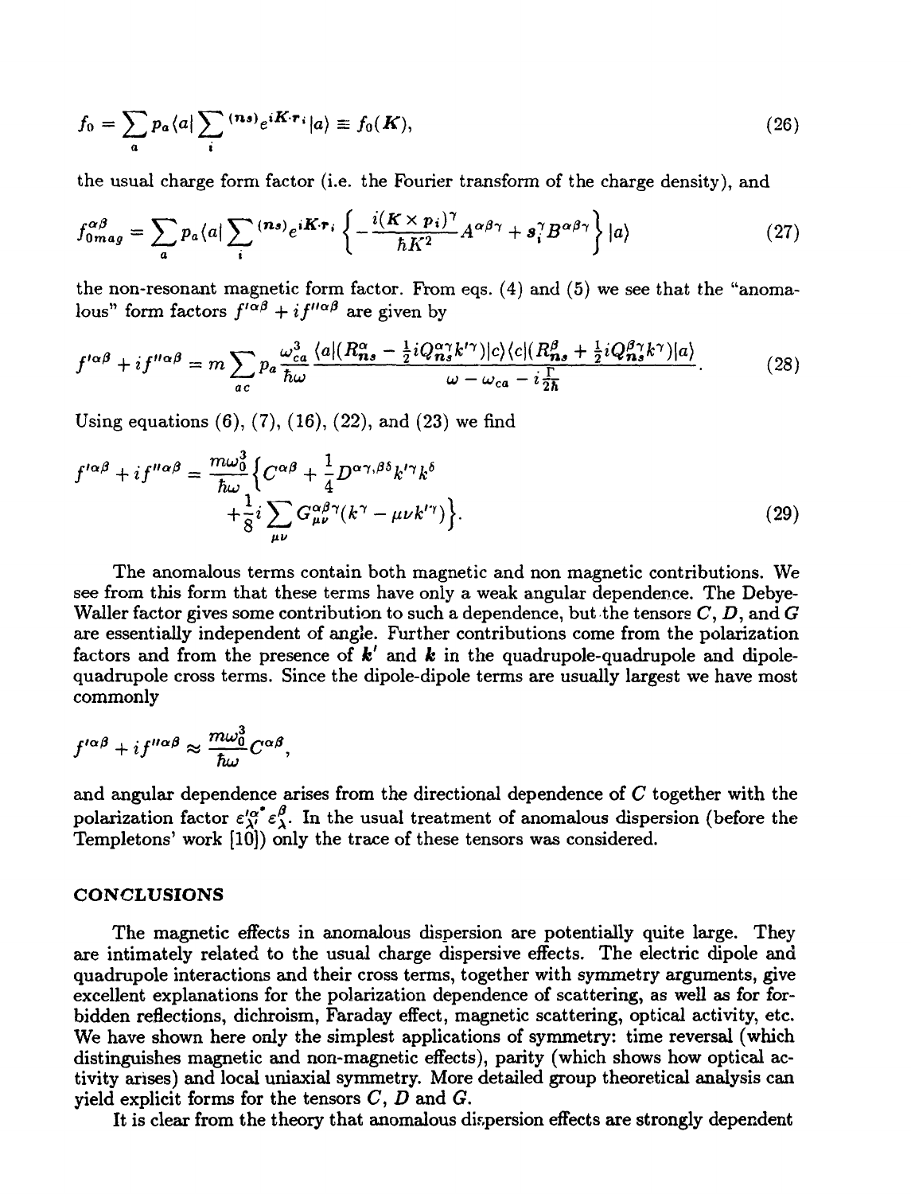$$f_0 = \sum_a p_a \langle a | \sum_i {}^{(ns)} e^{i\boldsymbol{K}\cdot\boldsymbol{r}_i} | a \rangle \equiv f_0(\boldsymbol{K}), \tag{26}$$

the usual charge form factor (i.e. the Fourier transform of the charge density), and

$$f_{0mag}^{\alpha\beta} = \sum_a p_a \langle a | \sum_i {}^{(ns)} e^{i\boldsymbol{K}\cdot\boldsymbol{r}_i} \left\{ -\frac{i(\boldsymbol{K} \times \boldsymbol{p}_i)^\gamma}{\hbar K^2} A^{\alpha\beta\gamma} + \boldsymbol{s}_i^\gamma B^{\alpha\beta\gamma} \right\} | a \rangle \tag{27}$$

the non-resonant magnetic form factor. From eqs. (4) and (5) we see that the "anomalous" form factors $f'^{\alpha\beta} + i f''^{\alpha\beta}$ are given by

$$f'^{\alpha\beta} + i f''^{\alpha\beta} = m \sum_{ac} p_a \frac{\omega_{ca}^3}{\hbar\omega} \frac{\langle a | (R_{ns}^\alpha - \frac{1}{2} i Q_{ns}^{\alpha\gamma} k'^\gamma) | c \rangle \langle c | (R_{ns}^\beta + \frac{1}{2} i Q_{ns}^{\beta\gamma} k^\gamma) | a \rangle}{\omega - \omega_{ca} - i \frac{\Gamma}{2\hbar}}. \tag{28}$$

Using equations (6), (7), (16), (22), and (23) we find

$$f'^{\alpha\beta} + i f''^{\alpha\beta} = \frac{m\omega_0^3}{\hbar\omega} \Big\{ C^{\alpha\beta} + \frac{1}{4} D^{\alpha\gamma,\beta\delta} k'^\gamma k^\delta + \frac{1}{8} i \sum_{\mu\nu} G_{\mu\nu}^{\alpha\beta\gamma} (k^\gamma - \mu\nu k'^\gamma) \Big\}. \tag{29}$$

The anomalous terms contain both magnetic and non magnetic contributions. We see from this form that these terms have only a weak angular dependence. The Debye-Waller factor gives some contribution to such a dependence, but the tensors $\boldsymbol{C}$, $\boldsymbol{D}$, and $\boldsymbol{G}$ are essentially independent of angle. Further contributions come from the polarization factors and from the presence of $\boldsymbol{k}'$ and $\boldsymbol{k}$ in the quadrupole-quadrupole and dipole-quadrupole cross terms. Since the dipole-dipole terms are usually largest we have most commonly

$$f'^{\alpha\beta} + i f''^{\alpha\beta} \approx \frac{m\omega_0^3}{\hbar\omega} C^{\alpha\beta},$$

and angular dependence arises from the directional dependence of $C$ together with the polarization factor $\varepsilon_{\lambda'}^{\prime\alpha *} \varepsilon_\lambda^\beta$. In the usual treatment of anomalous dispersion (before the Templetons' work [10]) only the trace of these tensors was considered.

## CONCLUSIONS

The magnetic effects in anomalous dispersion are potentially quite large. They are intimately related to the usual charge dispersive effects. The electric dipole and quadrupole interactions and their cross terms, together with symmetry arguments, give excellent explanations for the polarization dependence of scattering, as well as for forbidden reflections, dichroism, Faraday effect, magnetic scattering, optical activity, etc. We have shown here only the simplest applications of symmetry: time reversal (which distinguishes magnetic and non-magnetic effects), parity (which shows how optical activity arises) and local uniaxial symmetry. More detailed group theoretical analysis can yield explicit forms for the tensors $\boldsymbol{C}$, $\boldsymbol{D}$ and $\boldsymbol{G}$.

It is clear from the theory that anomalous dispersion effects are strongly dependent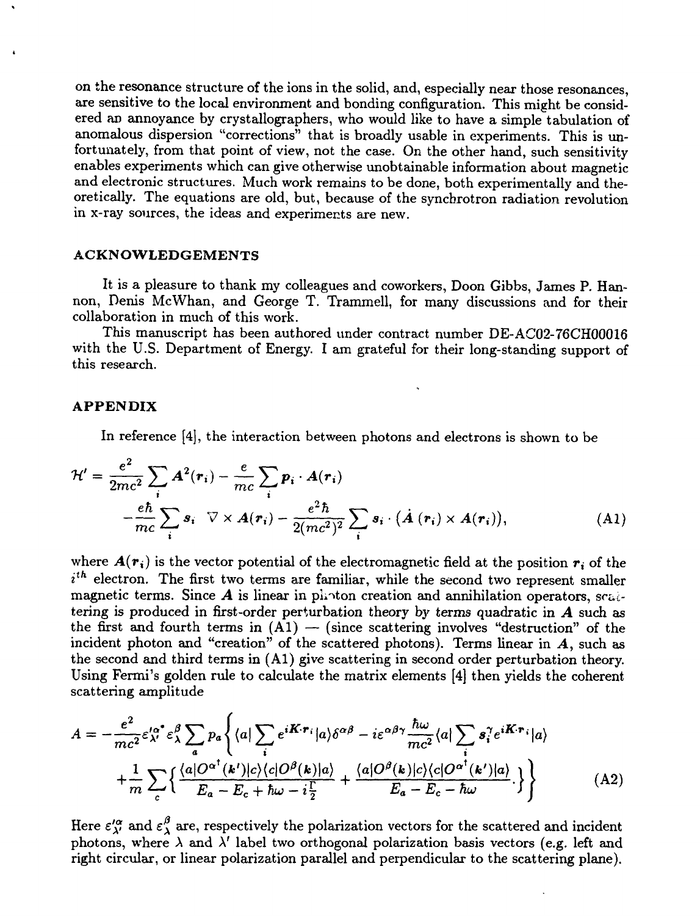on the resonance structure of the ions in the solid, and, especially near those resonances, are sensitive to the local environment and bonding configuration. This might be considered an annoyance by crystallographers, who would like to have a simple tabulation of anomalous dispersion "corrections" that is broadly usable in experiments. This is unfortunately, from that point of view, not the case. On the other hand, such sensitivity enables experiments which can give otherwise unobtainable information about magnetic and electronic structures. Much work remains to be done, both experimentally and theoretically. The equations are old, but, because of the synchrotron radiation revolution in x-ray sources, the ideas and experiments are new.

## ACKNOWLEDGEMENTS

It is a pleasure to thank my colleagues and coworkers, Doon Gibbs, James P. Hannon, Denis McWhan, and George T. Trammell, for many discussions and for their collaboration in much of this work.

This manuscript has been authored under contract number DE-AC02-76CH00016 with the U.S. Department of Energy. I am grateful for their long-standing support of this research.

## APPENDIX

In reference [4], the interaction between photons and electrons is shown to be

$$\mathcal{H}' = \frac{e^2}{2mc^2}\sum_i \boldsymbol{A}^2(\boldsymbol{r}_i) - \frac{e}{mc}\sum_i \boldsymbol{p}_i \cdot \boldsymbol{A}(\boldsymbol{r}_i)$$
$$-\frac{e\hbar}{mc}\sum_i \boldsymbol{s}_i \;\; \nabla \times \boldsymbol{A}(\boldsymbol{r}_i) - \frac{e^2\hbar}{2(mc^2)^2}\sum_i \boldsymbol{s}_i \cdot (\dot{\boldsymbol{A}}\,(\boldsymbol{r}_i) \times \boldsymbol{A}(\boldsymbol{r}_i)), \tag{A1}$$

where $\boldsymbol{A}(\boldsymbol{r}_i)$ is the vector potential of the electromagnetic field at the position $\boldsymbol{r}_i$ of the $i^{th}$ electron. The first two terms are familiar, while the second two represent smaller magnetic terms. Since $\boldsymbol{A}$ is linear in photon creation and annihilation operators, scattering is produced in first-order perturbation theory by terms quadratic in $\boldsymbol{A}$ such as the first and fourth terms in (A1) — (since scattering involves "destruction" of the incident photon and "creation" of the scattered photons). Terms linear in $\boldsymbol{A}$, such as the second and third terms in (A1) give scattering in second order perturbation theory. Using Fermi's golden rule to calculate the matrix elements [4] then yields the coherent scattering amplitude

$$A = -\frac{e^2}{mc^2}\varepsilon'^{\alpha*}_{\lambda'}\varepsilon^{\beta}_{\lambda}\sum_a p_a\Bigg\{\langle a|\sum_i e^{i\boldsymbol{K}\cdot\boldsymbol{r}_i}|a\rangle\delta^{\alpha\beta} - i\varepsilon^{\alpha\beta\gamma}\frac{\hbar\omega}{mc^2}\langle a|\sum_i \boldsymbol{s}_i^{\gamma}e^{i\boldsymbol{K}\cdot\boldsymbol{r}_i}|a\rangle$$
$$+\frac{1}{m}\sum_c\Big\{\frac{\langle a|O^{\alpha\dagger}(\boldsymbol{k}')|c\rangle\langle c|O^{\beta}(\boldsymbol{k})|a\rangle}{E_a - E_c + \hbar\omega - i\frac{\Gamma}{2}} + \frac{\langle a|O^{\beta}(\boldsymbol{k})|c\rangle\langle c|O^{\alpha\dagger}(\boldsymbol{k}')|a\rangle}{E_a - E_c - \hbar\omega}.\Big\}\Bigg\} \tag{A2}$$

Here $\varepsilon'^{\alpha}_{\lambda'}$ and $\varepsilon^{\beta}_{\lambda}$ are, respectively the polarization vectors for the scattered and incident photons, where $\lambda$ and $\lambda'$ label two orthogonal polarization basis vectors (e.g. left and right circular, or linear polarization parallel and perpendicular to the scattering plane).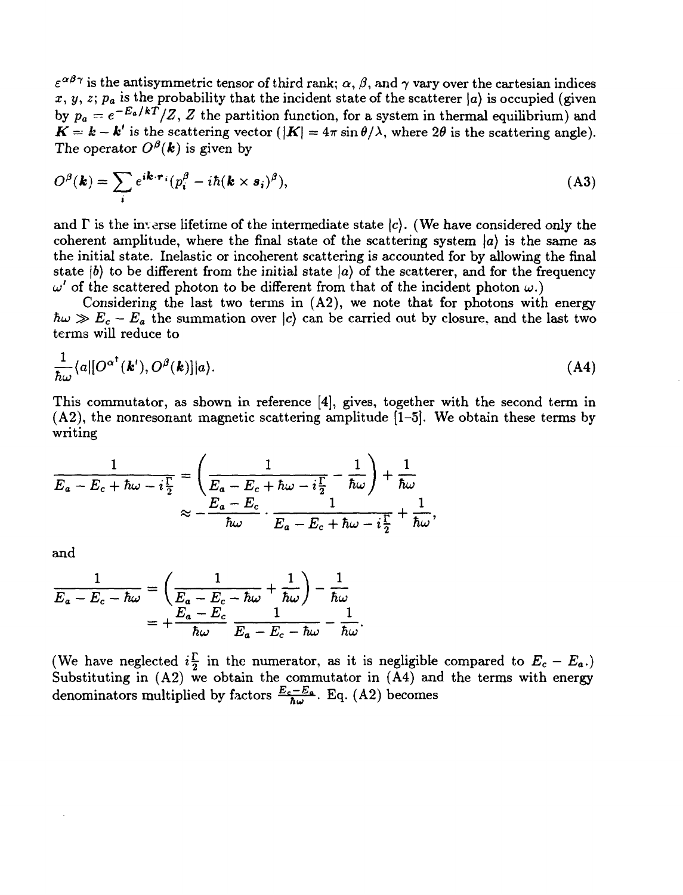$\varepsilon^{\alpha\beta\gamma}$ is the antisymmetric tensor of third rank; $\alpha$, $\beta$, and $\gamma$ vary over the cartesian indices $x$, $y$, $z$; $p_a$ is the probability that the incident state of the scatterer $|a\rangle$ is occupied (given by $p_a = e^{-E_a/kT}/Z$, $Z$ the partition function, for a system in thermal equilibrium) and $\boldsymbol{K} = \boldsymbol{k} - \boldsymbol{k}'$ is the scattering vector ($|\boldsymbol{K}| = 4\pi \sin\theta/\lambda$, where $2\theta$ is the scattering angle). The operator $O^\beta(\boldsymbol{k})$ is given by

$$O^\beta(\boldsymbol{k}) = \sum_i e^{i\boldsymbol{k}\cdot\boldsymbol{r}_i}(p_i^\beta - i\hbar(\boldsymbol{k}\times\boldsymbol{s}_i)^\beta), \tag{A3}$$

and $\Gamma$ is the inverse lifetime of the intermediate state $|c\rangle$. (We have considered only the coherent amplitude, where the final state of the scattering system $|a\rangle$ is the same as the initial state. Inelastic or incoherent scattering is accounted for by allowing the final state $|b\rangle$ to be different from the initial state $|a\rangle$ of the scatterer, and for the frequency $\omega'$ of the scattered photon to be different from that of the incident photon $\omega$.)

Considering the last two terms in (A2), we note that for photons with energy $\hbar\omega \gg E_c - E_a$ the summation over $|c\rangle$ can be carried out by closure, and the last two terms will reduce to

$$\frac{1}{\hbar\omega}\langle a|[O^{\alpha\dagger}(\boldsymbol{k}'), O^\beta(\boldsymbol{k})]|a\rangle. \tag{A4}$$

This commutator, as shown in reference [4], gives, together with the second term in (A2), the nonresonant magnetic scattering amplitude [1–5]. We obtain these terms by writing

$$\begin{aligned}
\frac{1}{E_a - E_c + \hbar\omega - i\frac{\Gamma}{2}} &= \left(\frac{1}{E_a - E_c + \hbar\omega - i\frac{\Gamma}{2}} - \frac{1}{\hbar\omega}\right) + \frac{1}{\hbar\omega} \\
&\approx -\frac{E_a - E_c}{\hbar\omega}\cdot\frac{1}{E_a - E_c + \hbar\omega - i\frac{\Gamma}{2}} + \frac{1}{\hbar\omega},
\end{aligned}$$

and

$$\begin{aligned}
\frac{1}{E_a - E_c - \hbar\omega} &= \left(\frac{1}{E_a - E_c - \hbar\omega} + \frac{1}{\hbar\omega}\right) - \frac{1}{\hbar\omega} \\
&= +\frac{E_a - E_c}{\hbar\omega}\,\frac{1}{E_a - E_c - \hbar\omega} - \frac{1}{\hbar\omega}.
\end{aligned}$$

(We have neglected $i\frac{\Gamma}{2}$ in the numerator, as it is negligible compared to $E_c - E_a$.) Substituting in (A2) we obtain the commutator in (A4) and the terms with energy denominators multiplied by factors $\frac{E_c - E_a}{\hbar\omega}$. Eq. (A2) becomes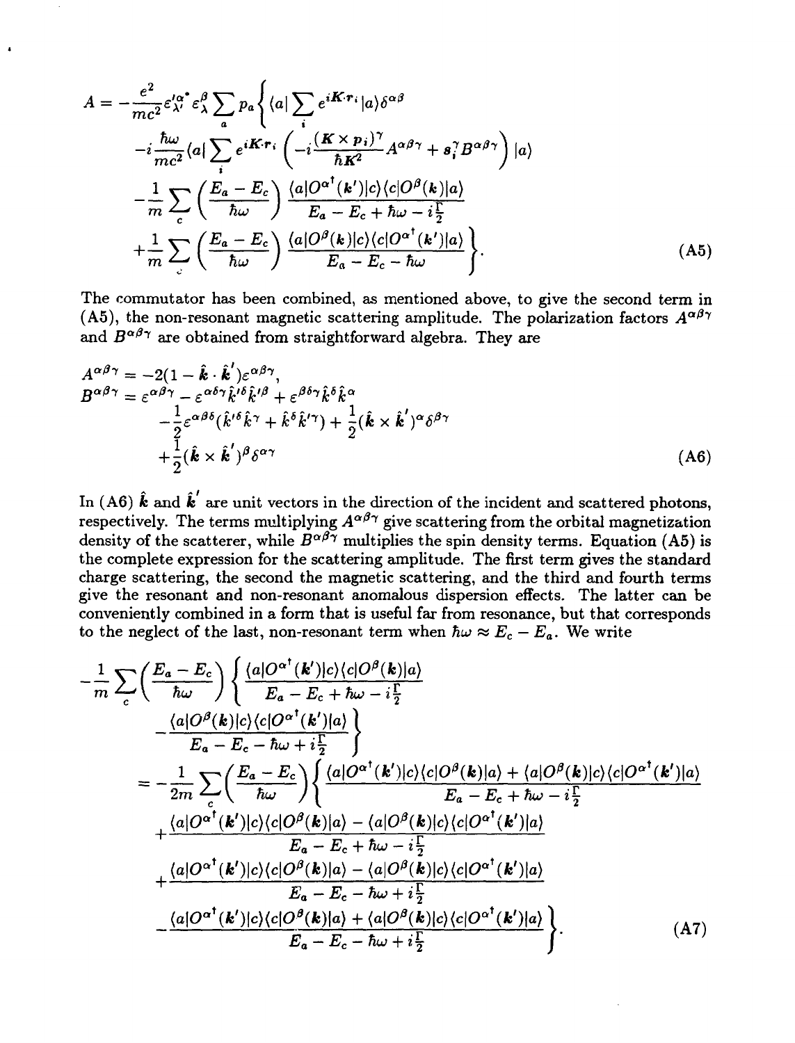$$
\begin{aligned}
A = -\frac{e^2}{mc^2}\varepsilon'^{\alpha *}_{\lambda'}\varepsilon^{\beta}_{\lambda}\sum_a p_a \Bigg\{ & \langle a|\sum_i e^{i\boldsymbol{K}\cdot\boldsymbol{r}_i}|a\rangle\delta^{\alpha\beta} \\
& -i\frac{\hbar\omega}{mc^2}\langle a|\sum_i e^{i\boldsymbol{K}\cdot\boldsymbol{r}_i}\left(-i\frac{(\boldsymbol{K}\times\boldsymbol{p}_i)^{\gamma}}{\hbar K^2}A^{\alpha\beta\gamma} + \boldsymbol{s}_i^{\gamma}B^{\alpha\beta\gamma}\right)|a\rangle \\
& -\frac{1}{m}\sum_c\left(\frac{E_a - E_c}{\hbar\omega}\right)\frac{\langle a|O^{\alpha^\dagger}(\boldsymbol{k}')|c\rangle\langle c|O^{\beta}(\boldsymbol{k})|a\rangle}{E_a - E_c + \hbar\omega - i\frac{\Gamma}{2}} \\
& +\frac{1}{m}\sum_c\left(\frac{E_a - E_c}{\hbar\omega}\right)\frac{\langle a|O^{\beta}(\boldsymbol{k})|c\rangle\langle c|O^{\alpha^\dagger}(\boldsymbol{k}')|a\rangle}{E_a - E_c - \hbar\omega}\Bigg\}. 
\end{aligned}
\tag{A5}
$$

The commutator has been combined, as mentioned above, to give the second term in (A5), the non-resonant magnetic scattering amplitude. The polarization factors $A^{\alpha\beta\gamma}$ and $B^{\alpha\beta\gamma}$ are obtained from straightforward algebra. They are

$$
\begin{aligned}
A^{\alpha\beta\gamma} &= -2(1 - \hat{\boldsymbol{k}}\cdot\hat{\boldsymbol{k}}')\varepsilon^{\alpha\beta\gamma}, \\
B^{\alpha\beta\gamma} &= \varepsilon^{\alpha\beta\gamma} - \varepsilon^{\alpha\delta\gamma}\hat{k}'^{\delta}\hat{k}'^{\beta} + \varepsilon^{\beta\delta\gamma}\hat{k}^{\delta}\hat{k}^{\alpha} \\
&\quad -\frac{1}{2}\varepsilon^{\alpha\beta\delta}(\hat{k}'^{\delta}\hat{k}^{\gamma} + \hat{k}^{\delta}\hat{k}'^{\gamma}) + \frac{1}{2}(\hat{\boldsymbol{k}}\times\hat{\boldsymbol{k}}')^{\alpha}\delta^{\beta\gamma} \\
&\quad +\frac{1}{2}(\hat{\boldsymbol{k}}\times\hat{\boldsymbol{k}}')^{\beta}\delta^{\alpha\gamma}
\end{aligned}
\tag{A6}
$$

In (A6) $\hat{\boldsymbol{k}}$ and $\hat{\boldsymbol{k}}'$ are unit vectors in the direction of the incident and scattered photons, respectively. The terms multiplying $A^{\alpha\beta\gamma}$ give scattering from the orbital magnetization density of the scatterer, while $B^{\alpha\beta\gamma}$ multiplies the spin density terms. Equation (A5) is the complete expression for the scattering amplitude. The first term gives the standard charge scattering, the second the magnetic scattering, and the third and fourth terms give the resonant and non-resonant anomalous dispersion effects. The latter can be conveniently combined in a form that is useful far from resonance, but that corresponds to the neglect of the last, non-resonant term when $\hbar\omega \approx E_c - E_a$. We write

$$
\begin{aligned}
&-\frac{1}{m}\sum_c\left(\frac{E_a - E_c}{\hbar\omega}\right)\Bigg\{\frac{\langle a|O^{\alpha^\dagger}(\boldsymbol{k}')|c\rangle\langle c|O^{\beta}(\boldsymbol{k})|a\rangle}{E_a - E_c + \hbar\omega - i\frac{\Gamma}{2}} \\
&\qquad -\frac{\langle a|O^{\beta}(\boldsymbol{k})|c\rangle\langle c|O^{\alpha^\dagger}(\boldsymbol{k}')|a\rangle}{E_a - E_c - \hbar\omega + i\frac{\Gamma}{2}}\Bigg\} \\
&= -\frac{1}{2m}\sum_c\left(\frac{E_a - E_c}{\hbar\omega}\right)\Bigg\{\frac{\langle a|O^{\alpha^\dagger}(\boldsymbol{k}')|c\rangle\langle c|O^{\beta}(\boldsymbol{k})|a\rangle + \langle a|O^{\beta}(\boldsymbol{k})|c\rangle\langle c|O^{\alpha^\dagger}(\boldsymbol{k}')|a\rangle}{E_a - E_c + \hbar\omega - i\frac{\Gamma}{2}} \\
&\qquad +\frac{\langle a|O^{\alpha^\dagger}(\boldsymbol{k}')|c\rangle\langle c|O^{\beta}(\boldsymbol{k})|a\rangle - \langle a|O^{\beta}(\boldsymbol{k})|c\rangle\langle c|O^{\alpha^\dagger}(\boldsymbol{k}')|a\rangle}{E_a - E_c + \hbar\omega - i\frac{\Gamma}{2}} \\
&\qquad +\frac{\langle a|O^{\alpha^\dagger}(\boldsymbol{k}')|c\rangle\langle c|O^{\beta}(\boldsymbol{k})|a\rangle - \langle a|O^{\beta}(\boldsymbol{k})|c\rangle\langle c|O^{\alpha^\dagger}(\boldsymbol{k}')|a\rangle}{E_a - E_c - \hbar\omega + i\frac{\Gamma}{2}} \\
&\qquad -\frac{\langle a|O^{\alpha^\dagger}(\boldsymbol{k}')|c\rangle\langle c|O^{\beta}(\boldsymbol{k})|a\rangle + \langle a|O^{\beta}(\boldsymbol{k})|c\rangle\langle c|O^{\alpha^\dagger}(\boldsymbol{k}')|a\rangle}{E_a - E_c - \hbar\omega + i\frac{\Gamma}{2}}\Bigg\}.
\end{aligned}
\tag{A7}
$$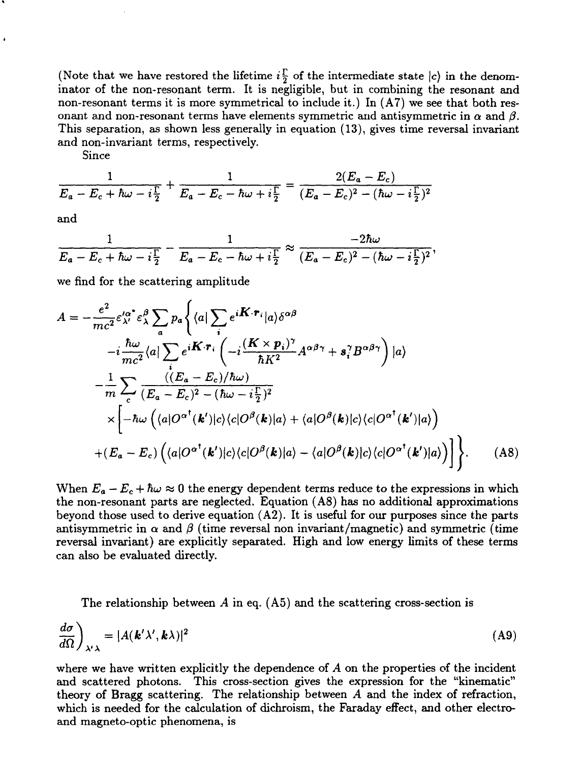(Note that we have restored the lifetime $i\frac{\Gamma}{2}$ of the intermediate state $|c\rangle$ in the denominator of the non-resonant term. It is negligible, but in combining the resonant and non-resonant terms it is more symmetrical to include it.) In (A7) we see that both resonant and non-resonant terms have elements symmetric and antisymmetric in $\alpha$ and $\beta$. This separation, as shown less generally in equation (13), gives time reversal invariant and non-invariant terms, respectively.

Since

$$\frac{1}{E_a - E_c + \hbar\omega - i\frac{\Gamma}{2}} + \frac{1}{E_a - E_c - \hbar\omega + i\frac{\Gamma}{2}} = \frac{2(E_a - E_c)}{(E_a - E_c)^2 - (\hbar\omega - i\frac{\Gamma}{2})^2}$$

and

$$\frac{1}{E_a - E_c + \hbar\omega - i\frac{\Gamma}{2}} - \frac{1}{E_a - E_c - \hbar\omega + i\frac{\Gamma}{2}} \approx \frac{-2\hbar\omega}{(E_a - E_c)^2 - (\hbar\omega - i\frac{\Gamma}{2})^2},$$

we find for the scattering amplitude

$$\begin{aligned}
A = -\frac{e^2}{mc^2}\varepsilon_{\lambda'}^{\prime\alpha^*}\varepsilon_{\lambda}^{\beta}\sum_a p_a \Bigg\{ &\langle a|\sum_i e^{i\boldsymbol{K}\cdot\boldsymbol{r}_i}|a\rangle\delta^{\alpha\beta} \\
&-i\frac{\hbar\omega}{mc^2}\langle a|\sum_i e^{i\boldsymbol{K}\cdot\boldsymbol{r}_i}\left(-i\frac{(\boldsymbol{K}\times\boldsymbol{p}_i)^\gamma}{\hbar K^2}A^{\alpha\beta\gamma} + \boldsymbol{s}_i^\gamma B^{\alpha\beta\gamma}\right)|a\rangle \\
&-\frac{1}{m}\sum_c \frac{((E_a - E_c)/\hbar\omega)}{(E_a - E_c)^2 - (\hbar\omega - i\frac{\Gamma}{2})^2} \\
&\times\Big[-\hbar\omega\left(\langle a|O^{\alpha^\dagger}(\boldsymbol{k}')|c\rangle\langle c|O^\beta(\boldsymbol{k})|a\rangle + \langle a|O^\beta(\boldsymbol{k})|c\rangle\langle c|O^{\alpha^\dagger}(\boldsymbol{k}')|a\rangle\right) \\
&+(E_a - E_c)\left(\langle a|O^{\alpha^\dagger}(\boldsymbol{k}')|c\rangle\langle c|O^\beta(\boldsymbol{k})|a\rangle - \langle a|O^\beta(\boldsymbol{k})|c\rangle\langle c|O^{\alpha^\dagger}(\boldsymbol{k}')|a\rangle\right)\Big]\Bigg\}. \qquad \text{(A8)}
\end{aligned}$$

When $E_a - E_c + \hbar\omega \approx 0$ the energy dependent terms reduce to the expressions in which the non-resonant parts are neglected. Equation (A8) has no additional approximations beyond those used to derive equation (A2). It is useful for our purposes since the parts antisymmetric in $\alpha$ and $\beta$ (time reversal non invariant/magnetic) and symmetric (time reversal invariant) are explicitly separated. High and low energy limits of these terms can also be evaluated directly.

The relationship between $A$ in eq. (A5) and the scattering cross-section is

$$\left.\frac{d\sigma}{d\Omega}\right)_{\lambda'\lambda} = |A(\boldsymbol{k}'\lambda', \boldsymbol{k}\lambda)|^2 \qquad \text{(A9)}$$

where we have written explicitly the dependence of $A$ on the properties of the incident and scattered photons. This cross-section gives the expression for the "kinematic" theory of Bragg scattering. The relationship between $A$ and the index of refraction, which is needed for the calculation of dichroism, the Faraday effect, and other electro- and magneto-optic phenomena, is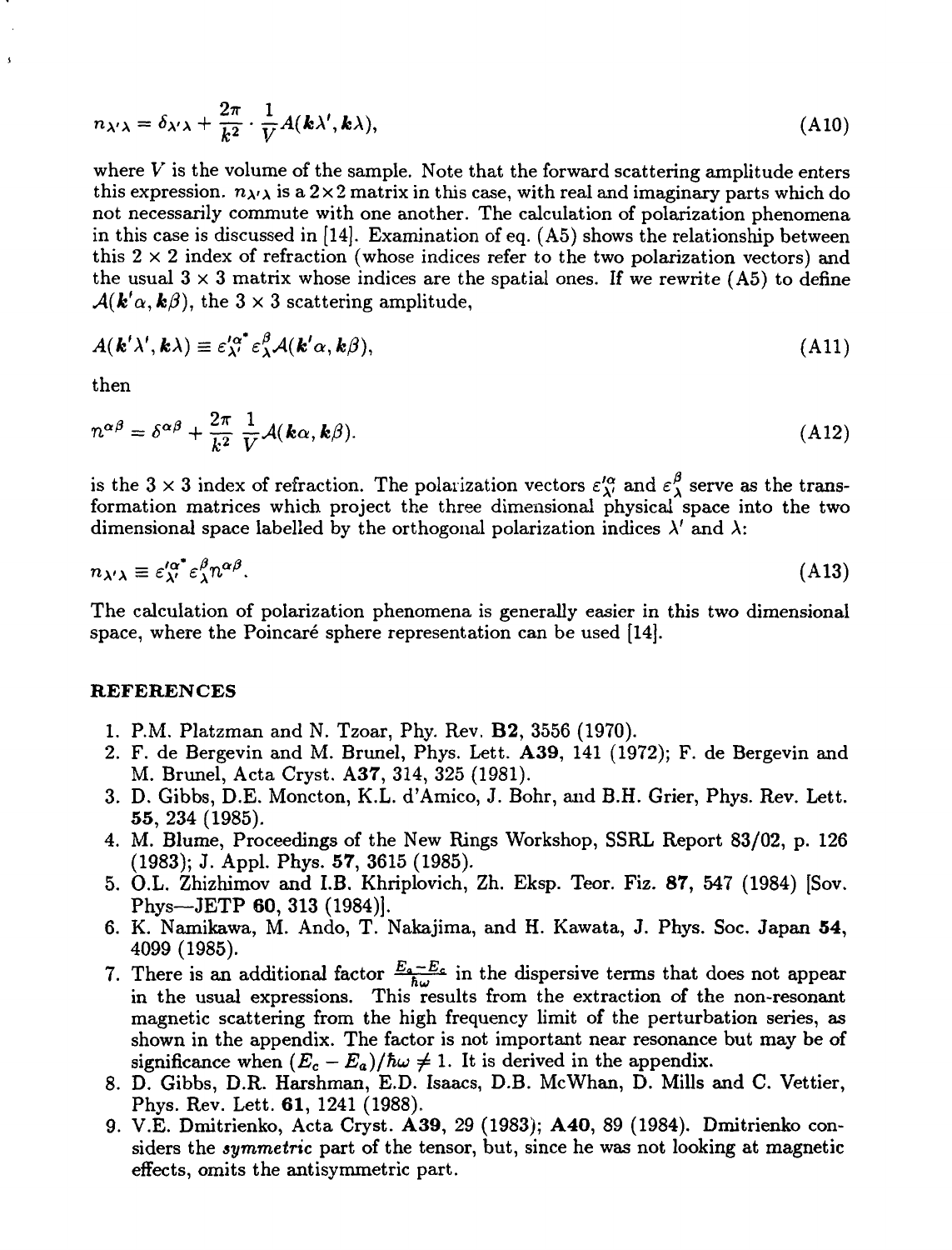$$n_{\lambda'\lambda} = \delta_{\lambda'\lambda} + \frac{2\pi}{k^2} \cdot \frac{1}{V} A(\boldsymbol{k}\lambda', \boldsymbol{k}\lambda), \tag{A10}$$

where $V$ is the volume of the sample. Note that the forward scattering amplitude enters this expression. $n_{\lambda'\lambda}$ is a $2\times2$ matrix in this case, with real and imaginary parts which do not necessarily commute with one another. The calculation of polarization phenomena in this case is discussed in [14]. Examination of eq. (A5) shows the relationship between this $2 \times 2$ index of refraction (whose indices refer to the two polarization vectors) and the usual $3 \times 3$ matrix whose indices are the spatial ones. If we rewrite (A5) to define $\mathcal{A}(\boldsymbol{k}'\alpha, \boldsymbol{k}\beta)$, the $3 \times 3$ scattering amplitude,

$$A(\boldsymbol{k}'\lambda', \boldsymbol{k}\lambda) \equiv \varepsilon'^{\alpha^*}_{\lambda'} \varepsilon^{\beta}_{\lambda} \mathcal{A}(\boldsymbol{k}'\alpha, \boldsymbol{k}\beta), \tag{A11}$$

then

$$n^{\alpha\beta} = \delta^{\alpha\beta} + \frac{2\pi}{k^2} \frac{1}{V} \mathcal{A}(\boldsymbol{k}\alpha, \boldsymbol{k}\beta). \tag{A12}$$

is the $3 \times 3$ index of refraction. The polarization vectors $\varepsilon'^{\alpha}_{\lambda'}$ and $\varepsilon^{\beta}_{\lambda}$ serve as the transformation matrices which project the three dimensional physical space into the two dimensional space labelled by the orthogonal polarization indices $\lambda'$ and $\lambda$:

$$n_{\lambda'\lambda} \equiv \varepsilon'^{\alpha^*}_{\lambda'} \varepsilon^{\beta}_{\lambda} n^{\alpha\beta}. \tag{A13}$$

The calculation of polarization phenomena is generally easier in this two dimensional space, where the Poincaré sphere representation can be used [14].

## REFERENCES

1. P.M. Platzman and N. Tzoar, Phy. Rev. **B2**, 3556 (1970).
2. F. de Bergevin and M. Brunel, Phys. Lett. **A39**, 141 (1972); F. de Bergevin and M. Brunel, Acta Cryst. **A37**, 314, 325 (1981).
3. D. Gibbs, D.E. Moncton, K.L. d'Amico, J. Bohr, and B.H. Grier, Phys. Rev. Lett. **55**, 234 (1985).
4. M. Blume, Proceedings of the New Rings Workshop, SSRL Report 83/02, p. 126 (1983); J. Appl. Phys. **57**, 3615 (1985).
5. O.L. Zhizhimov and I.B. Khriplovich, Zh. Eksp. Teor. Fiz. **87**, 547 (1984) [Sov. Phys—JETP **60**, 313 (1984)].
6. K. Namikawa, M. Ando, T. Nakajima, and H. Kawata, J. Phys. Soc. Japan **54**, 4099 (1985).
7. There is an additional factor $\frac{E_a - E_c}{\hbar\omega}$ in the dispersive terms that does not appear in the usual expressions. This results from the extraction of the non-resonant magnetic scattering from the high frequency limit of the perturbation series, as shown in the appendix. The factor is not important near resonance but may be of significance when $(E_c - E_a)/\hbar\omega \neq 1$. It is derived in the appendix.
8. D. Gibbs, D.R. Harshman, E.D. Isaacs, D.B. McWhan, D. Mills and C. Vettier, Phys. Rev. Lett. **61**, 1241 (1988).
9. V.E. Dmitrienko, Acta Cryst. **A39**, 29 (1983); **A40**, 89 (1984). Dmitrienko considers the *symmetric* part of the tensor, but, since he was not looking at magnetic effects, omits the antisymmetric part.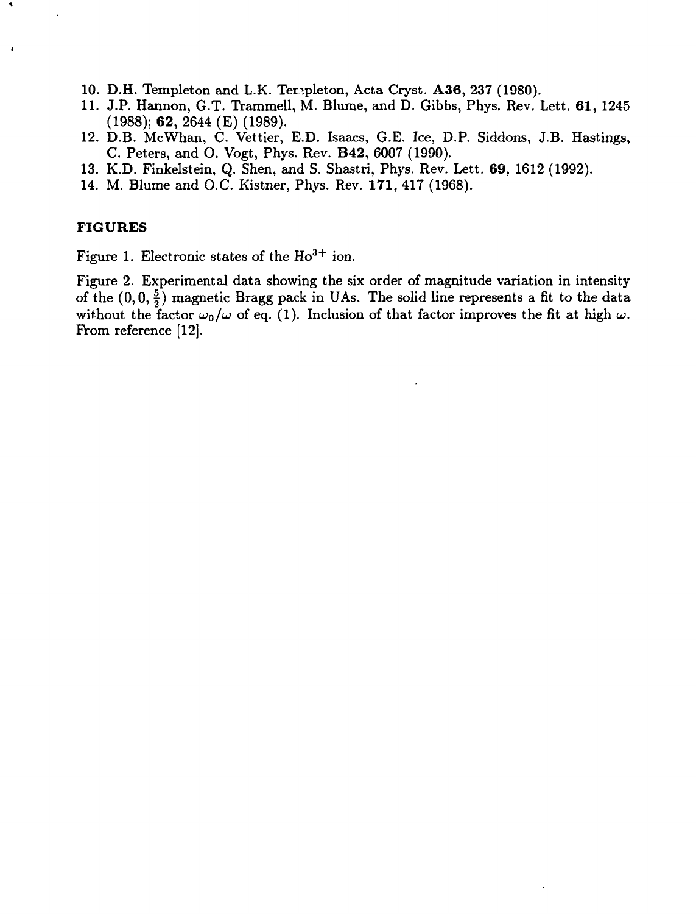10. D.H. Templeton and L.K. Templeton, Acta Cryst. **A36**, 237 (1980).
11. J.P. Hannon, G.T. Trammell, M. Blume, and D. Gibbs, Phys. Rev. Lett. **61**, 1245 (1988); **62**, 2644 (E) (1989).
12. D.B. McWhan, C. Vettier, E.D. Isaacs, G.E. Ice, D.P. Siddons, J.B. Hastings, C. Peters, and O. Vogt, Phys. Rev. **B42**, 6007 (1990).
13. K.D. Finkelstein, Q. Shen, and S. Shastri, Phys. Rev. Lett. **69**, 1612 (1992).
14. M. Blume and O.C. Kistner, Phys. Rev. **171**, 417 (1968).

**FIGURES**

Figure 1. Electronic states of the $Ho^{3+}$ ion.

Figure 2. Experimental data showing the six order of magnitude variation in intensity of the $(0, 0, \frac{5}{2})$ magnetic Bragg pack in UAs. The solid line represents a fit to the data without the factor $\omega_0/\omega$ of eq. (1). Inclusion of that factor improves the fit at high $\omega$. From reference [12].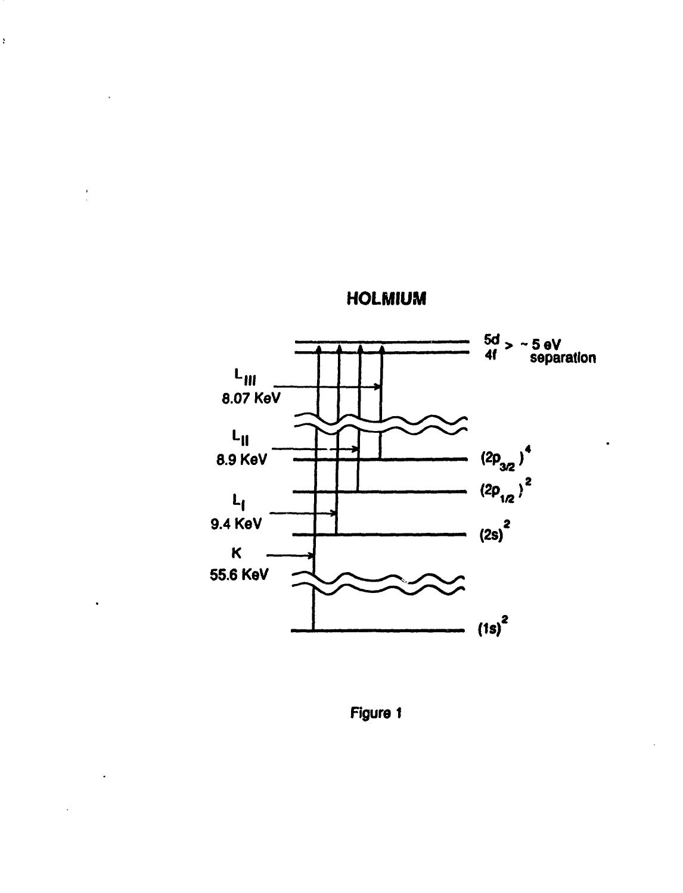HOLMIUM

5d > ~5 eV
4f separation

$L_{III}$
8.07 KeV

$L_{II}$
8.9 KeV

$L_I$
9.4 KeV

K
55.6 KeV

$(2p_{3/2})^4$

$(2p_{1/2})^2$

$(2s)^2$

$(1s)^2$

Figure 1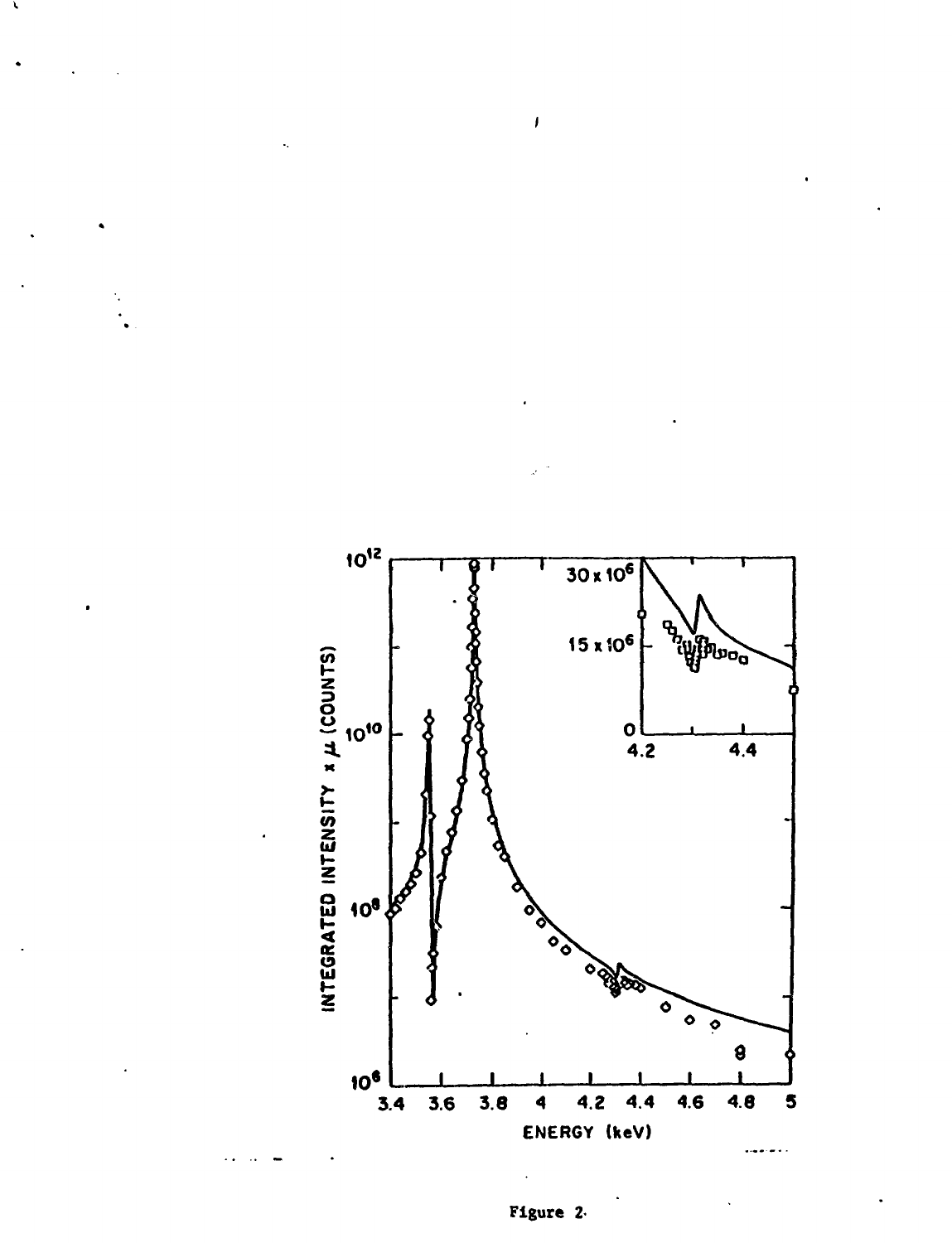$10^{12}$

$10^{10}$

$10^{8}$

$10^{6}$

INTEGRATED INTENSITY x $\mu$ (COUNTS)

3.4 3.6 3.8 4 4.2 4.4 4.6 4.8 5

ENERGY (keV)

$30 \times 10^6$

$15 \times 10^6$

0

4.2 4.4

Figure 2